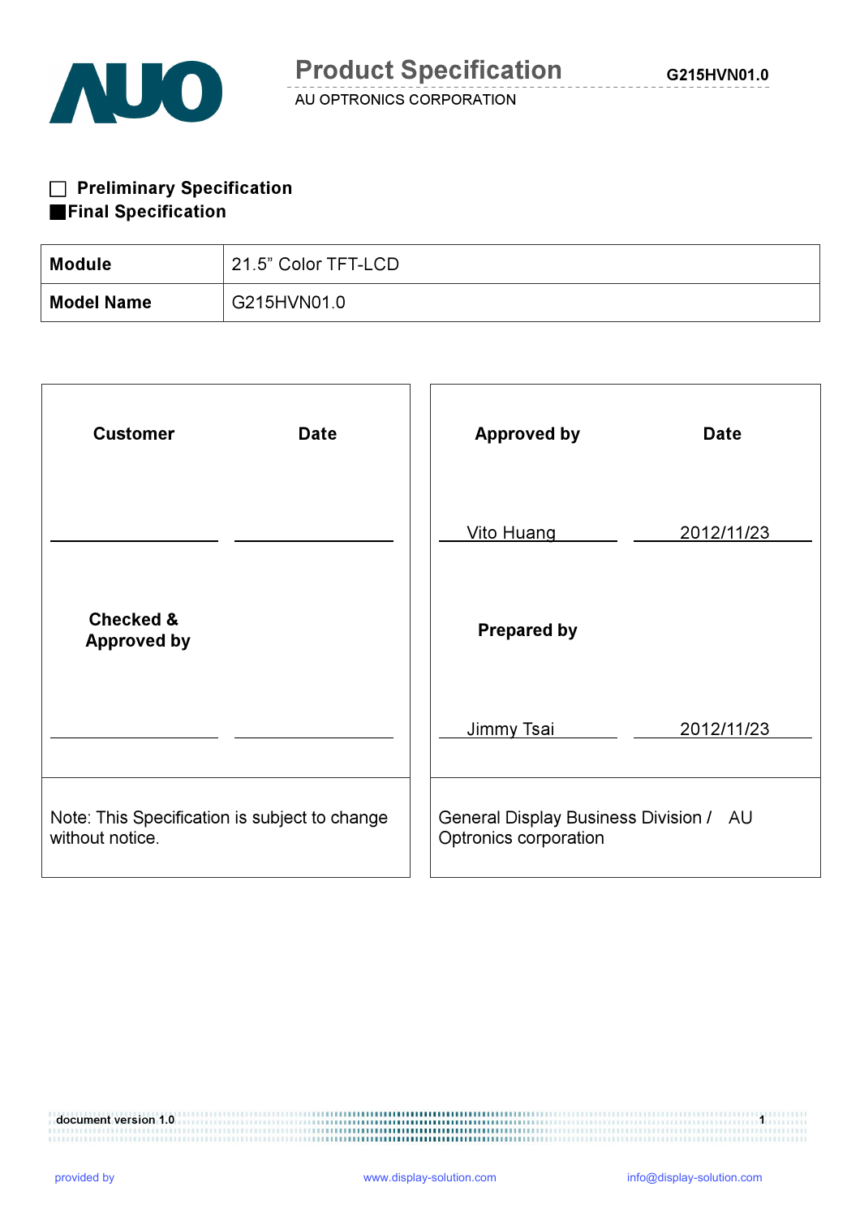# Product Specification

AU OPTRONICS CORPORATION

☐ **Preliminary Specification**

■ **Final Specification**

| **Module** | 21.5" Color TFT-LCD |
|---|---|
| **Model Name** | G215HVN01.0 |

| **Customer** | **Date** | **Approved by** | **Date** |
|---|---|---|---|
| | | Vito Huang | 2012/11/23 |
| **Checked & Approved by** | | **Prepared by** | |
| | | Jimmy Tsai | 2012/11/23 |
| Note: This Specification is subject to change without notice. | | General Display Business Division / AU Optronics corporation | |

document version 1.0

provided by www.display-solution.com info@display-solution.com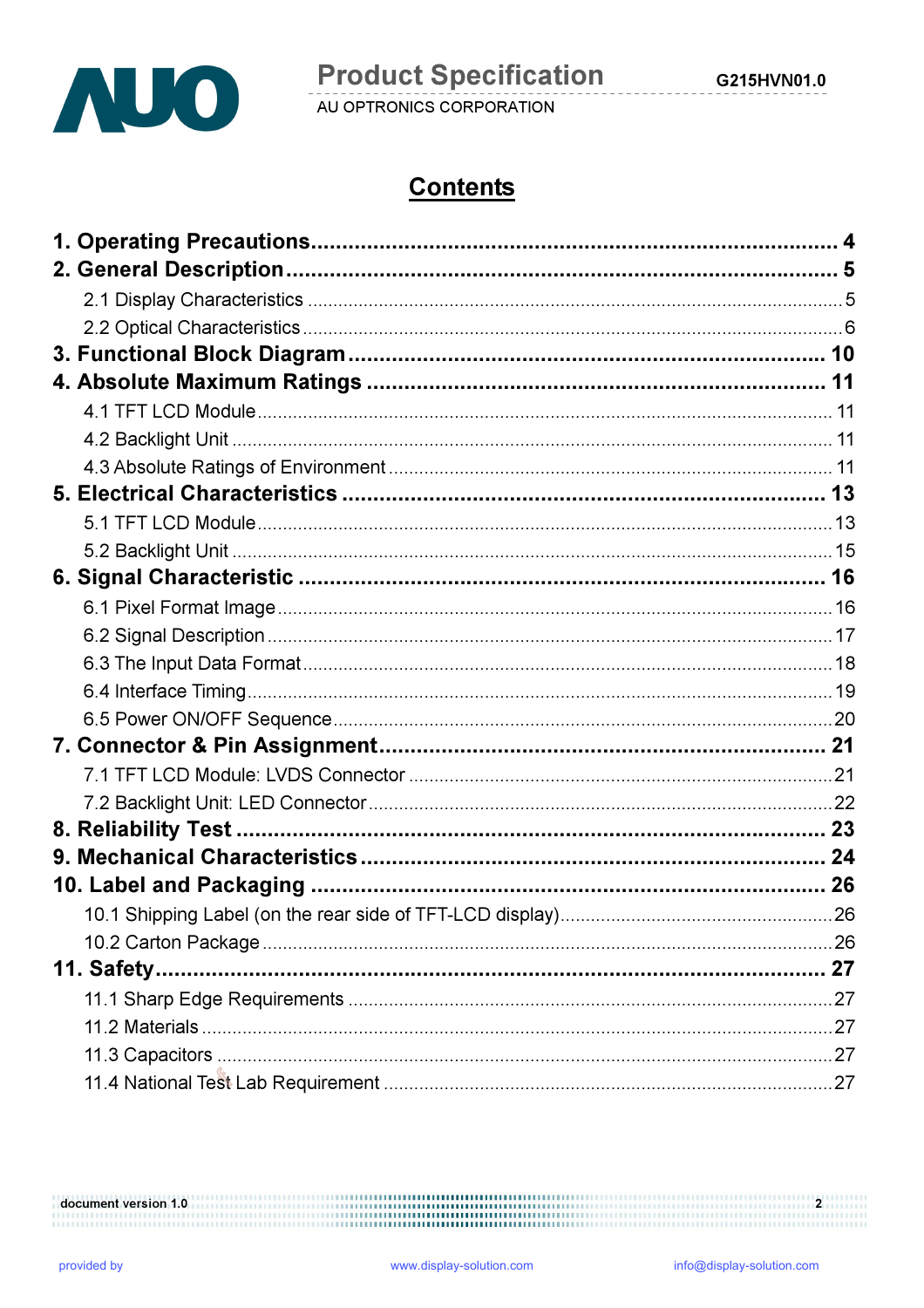# Contents

**1. Operating Precautions .................................................... 4**

**2. General Description .................................................... 5**

- 2.1 Display Characteristics .................................................... 5
- 2.2 Optical Characteristics .................................................... 6

**3. Functional Block Diagram .................................................... 10**

**4. Absolute Maximum Ratings .................................................... 11**

- 4.1 TFT LCD Module .................................................... 11
- 4.2 Backlight Unit .................................................... 11
- 4.3 Absolute Ratings of Environment .................................................... 11

**5. Electrical Characteristics .................................................... 13**

- 5.1 TFT LCD Module .................................................... 13
- 5.2 Backlight Unit .................................................... 15

**6. Signal Characteristic .................................................... 16**

- 6.1 Pixel Format Image .................................................... 16
- 6.2 Signal Description .................................................... 17
- 6.3 The Input Data Format .................................................... 18
- 6.4 Interface Timing .................................................... 19
- 6.5 Power ON/OFF Sequence .................................................... 20

**7. Connector & Pin Assignment .................................................... 21**

- 7.1 TFT LCD Module: LVDS Connector .................................................... 21
- 7.2 Backlight Unit: LED Connector .................................................... 22

**8. Reliability Test .................................................... 23**

**9. Mechanical Characteristics .................................................... 24**

**10. Label and Packaging .................................................... 26**

- 10.1 Shipping Label (on the rear side of TFT-LCD display) .................................................... 26
- 10.2 Carton Package .................................................... 26

**11. Safety .................................................... 27**

- 11.1 Sharp Edge Requirements .................................................... 27
- 11.2 Materials .................................................... 27
- 11.3 Capacitors .................................................... 27
- 11.4 National Test Lab Requirement .................................................... 27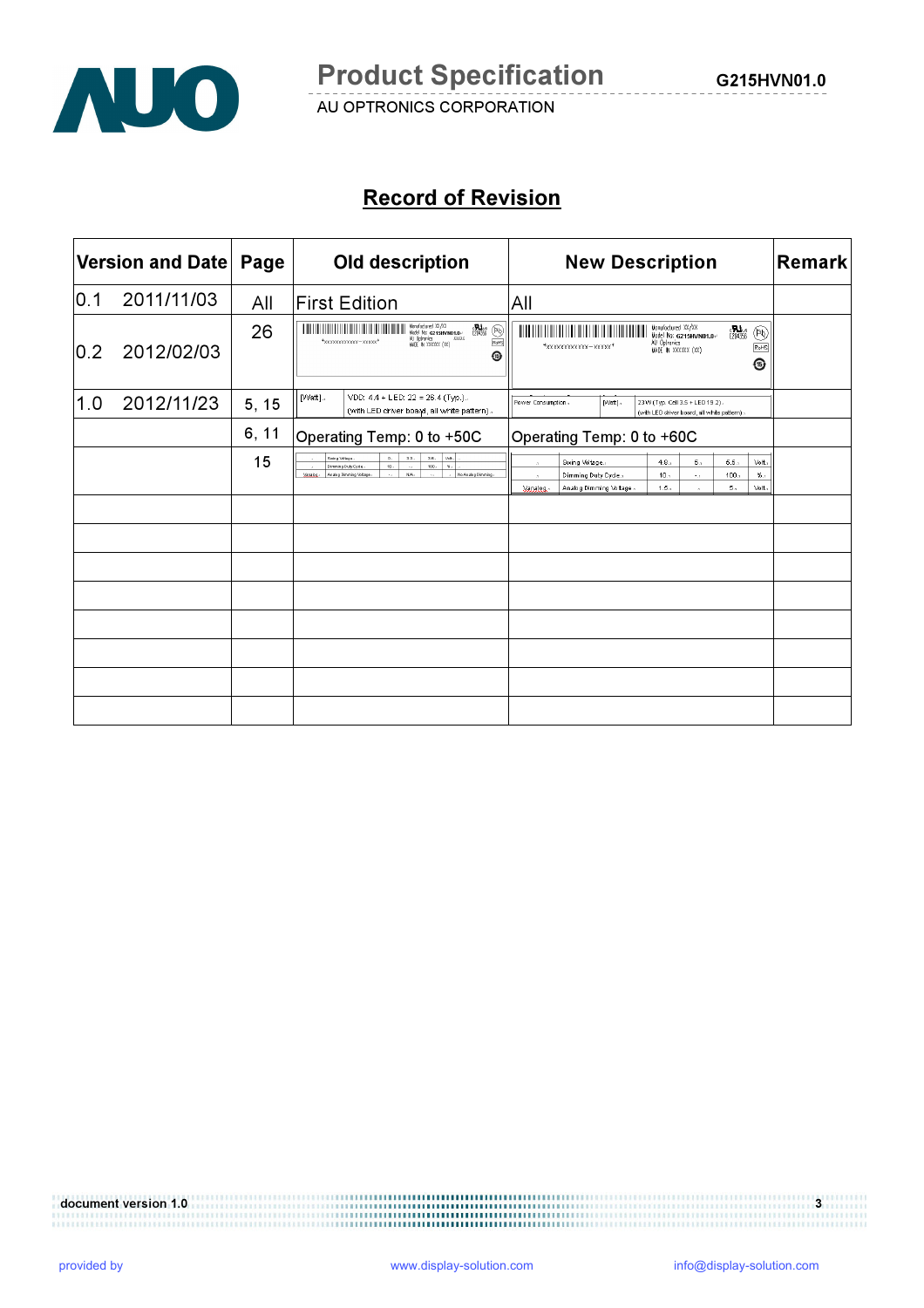## Record of Revision

| Version and Date | Page | Old description | New Description | Remark |
|---|---|---|---|---|
| 0.1 2011/11/03 | All | First Edition | All | |
| 0.2 2012/02/03 | 26 | *xxxxxxxxxxxx-xxxxx* Manufactured XX/XX Model No: G215HVN01.0 AU Optronics MADE IN XXXXXX (XX) E204356 RoHS | *xxxxxxxxxxxx-xxxxx* Manufactured XX/XX Model No: G215HVN01.0 AU Optronics MADE IN XXXXXX (XX) E204356 RoHS | |
| 1.0 2012/11/23 | 5, 15 | [Watt] VDD: 4.4 + LED: 22 = 26.4 (Typ.) (with LED driver board, all white pattern) | Power Consumption [Watt] 23W (Typ. Cell 3.5 + LED 19.2) (with LED driver board, all white pattern) | |
| | 6, 11 | Operating Temp: 0 to +50C | Operating Temp: 0 to +60C | |
| | 15 | Driving Voltage 0 3.3 3.6 Volt; Dimming Duty Cycle 10 - 100 %; Variables Analog Dimming Voltage - N/A - - No Analog Dimming | Driving Voltage 4.8 5 5.5 Volt; Dimming Duty Cycle 10 - 100 %; Variables Analog Dimming Voltage 1.5 - 5 Volt | |
| | | | | |
| | | | | |
| | | | | |
| | | | | |
| | | | | |
| | | | | |
| | | | | |
| | | | | |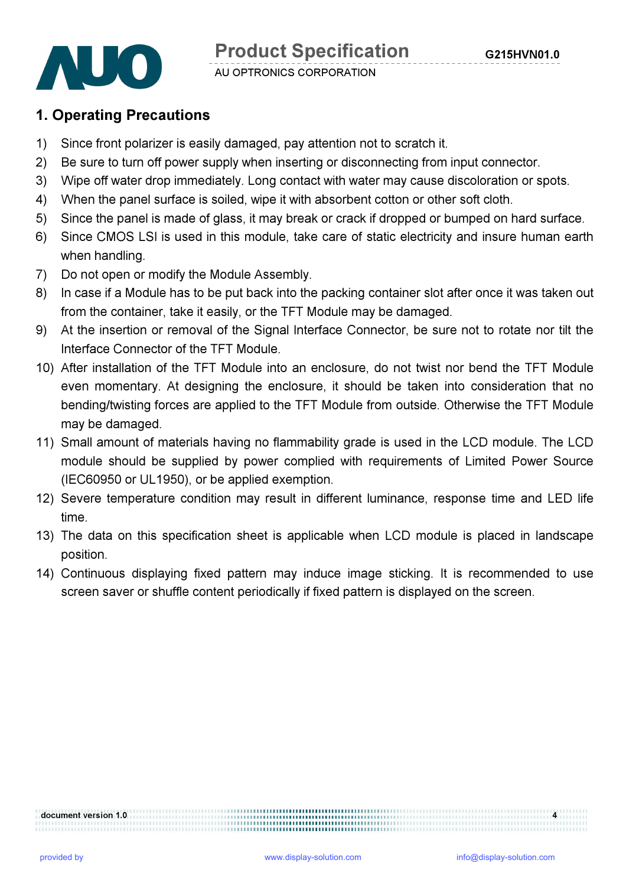## 1. Operating Precautions

1) Since front polarizer is easily damaged, pay attention not to scratch it.
2) Be sure to turn off power supply when inserting or disconnecting from input connector.
3) Wipe off water drop immediately. Long contact with water may cause discoloration or spots.
4) When the panel surface is soiled, wipe it with absorbent cotton or other soft cloth.
5) Since the panel is made of glass, it may break or crack if dropped or bumped on hard surface.
6) Since CMOS LSI is used in this module, take care of static electricity and insure human earth when handling.
7) Do not open or modify the Module Assembly.
8) In case if a Module has to be put back into the packing container slot after once it was taken out from the container, take it easily, or the TFT Module may be damaged.
9) At the insertion or removal of the Signal Interface Connector, be sure not to rotate nor tilt the Interface Connector of the TFT Module.
10) After installation of the TFT Module into an enclosure, do not twist nor bend the TFT Module even momentary. At designing the enclosure, it should be taken into consideration that no bending/twisting forces are applied to the TFT Module from outside. Otherwise the TFT Module may be damaged.
11) Small amount of materials having no flammability grade is used in the LCD module. The LCD module should be supplied by power complied with requirements of Limited Power Source (IEC60950 or UL1950), or be applied exemption.
12) Severe temperature condition may result in different luminance, response time and LED life time.
13) The data on this specification sheet is applicable when LCD module is placed in landscape position.
14) Continuous displaying fixed pattern may induce image sticking. It is recommended to use screen saver or shuffle content periodically if fixed pattern is displayed on the screen.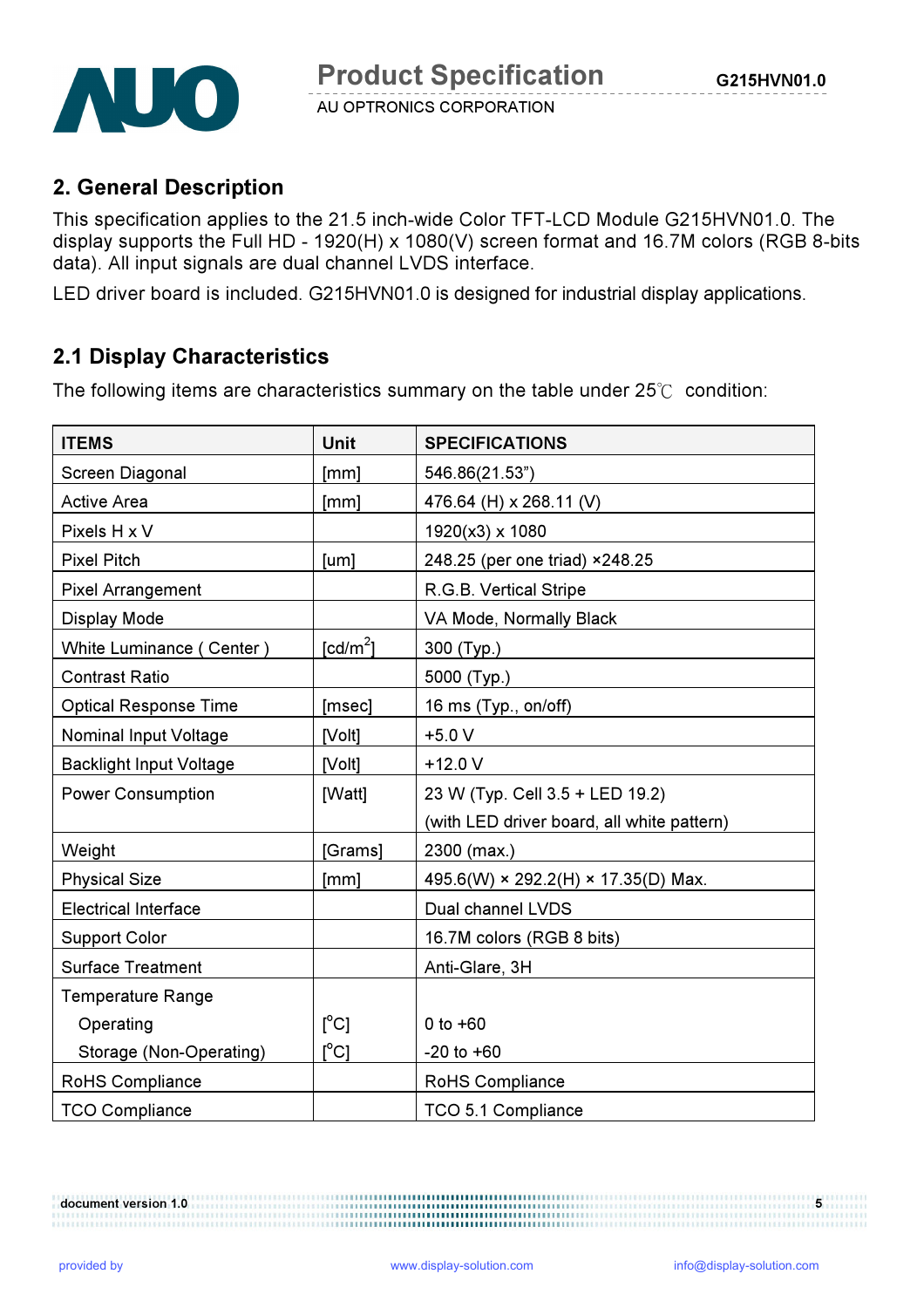## 2. General Description

This specification applies to the 21.5 inch-wide Color TFT-LCD Module G215HVN01.0. The display supports the Full HD - 1920(H) x 1080(V) screen format and 16.7M colors (RGB 8-bits data). All input signals are dual channel LVDS interface.

LED driver board is included. G215HVN01.0 is designed for industrial display applications.

## 2.1 Display Characteristics

The following items are characteristics summary on the table under 25℃ condition:

| ITEMS | Unit | SPECIFICATIONS |
|---|---|---|
| Screen Diagonal | [mm] | 546.86(21.53") |
| Active Area | [mm] | 476.64 (H) x 268.11 (V) |
| Pixels H x V | | 1920(x3) x 1080 |
| Pixel Pitch | [um] | 248.25 (per one triad) ×248.25 |
| Pixel Arrangement | | R.G.B. Vertical Stripe |
| Display Mode | | VA Mode, Normally Black |
| White Luminance ( Center ) | [cd/m$^2$] | 300 (Typ.) |
| Contrast Ratio | | 5000 (Typ.) |
| Optical Response Time | [msec] | 16 ms (Typ., on/off) |
| Nominal Input Voltage | [Volt] | +5.0 V |
| Backlight Input Voltage | [Volt] | +12.0 V |
| Power Consumption | [Watt] | 23 W (Typ. Cell 3.5 + LED 19.2) (with LED driver board, all white pattern) |
| Weight | [Grams] | 2300 (max.) |
| Physical Size | [mm] | 495.6(W) × 292.2(H) × 17.35(D) Max. |
| Electrical Interface | | Dual channel LVDS |
| Support Color | | 16.7M colors (RGB 8 bits) |
| Surface Treatment | | Anti-Glare, 3H |
| Temperature Range | | |
| Operating | [°C] | 0 to +60 |
| Storage (Non-Operating) | [°C] | -20 to +60 |
| RoHS Compliance | | RoHS Compliance |
| TCO Compliance | | TCO 5.1 Compliance |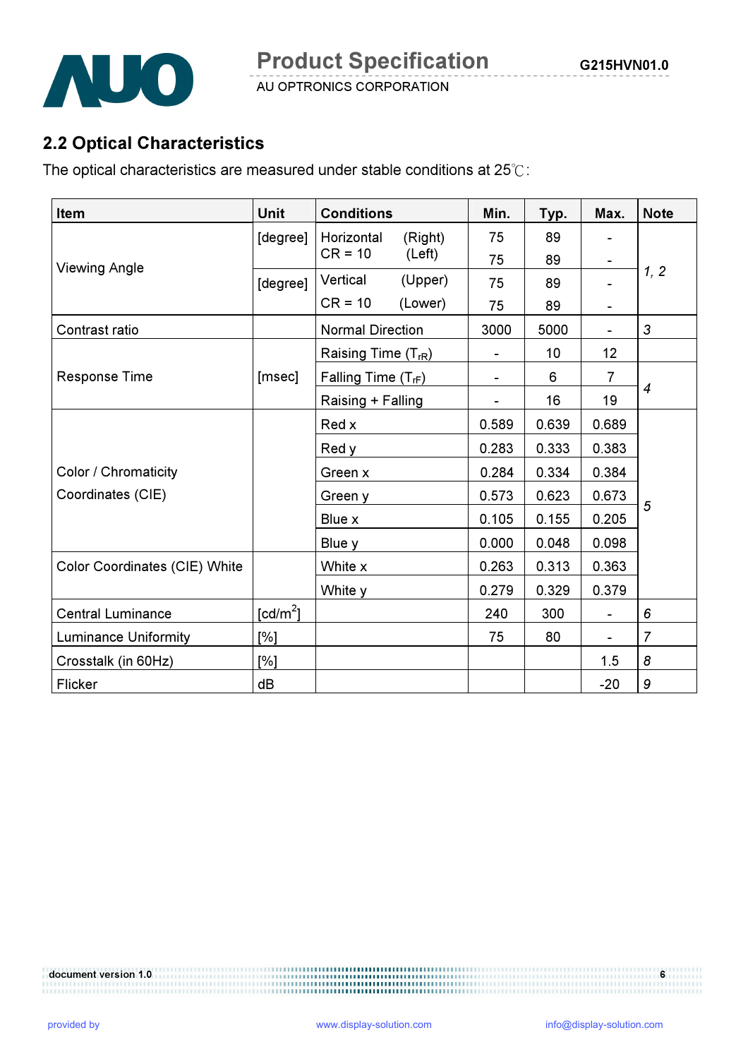## 2.2 Optical Characteristics

The optical characteristics are measured under stable conditions at 25℃:

| Item | Unit | Conditions | | Min. | Typ. | Max. | Note |
|---|---|---|---|---|---|---|---|
| Viewing Angle | [degree] | Horizontal CR = 10 | (Right) | 75 | 89 | - | 1, 2 |
| | | | (Left) | 75 | 89 | - | |
| | [degree] | Vertical CR = 10 | (Upper) | 75 | 89 | - | |
| | | | (Lower) | 75 | 89 | - | |
| Contrast ratio | | Normal Direction | | 3000 | 5000 | - | 3 |
| Response Time | [msec] | Raising Time ($T_{rR}$) | | - | 10 | 12 | |
| | | Falling Time ($T_{rF}$) | | - | 6 | 7 | 4 |
| | | Raising + Falling | | - | 16 | 19 | |
| Color / Chromaticity Coordinates (CIE) | | Red x | | 0.589 | 0.639 | 0.689 | 5 |
| | | Red y | | 0.283 | 0.333 | 0.383 | |
| | | Green x | | 0.284 | 0.334 | 0.384 | |
| | | Green y | | 0.573 | 0.623 | 0.673 | |
| | | Blue x | | 0.105 | 0.155 | 0.205 | |
| | | Blue y | | 0.000 | 0.048 | 0.098 | |
| Color Coordinates (CIE) White | | White x | | 0.263 | 0.313 | 0.363 | |
| | | White y | | 0.279 | 0.329 | 0.379 | |
| Central Luminance | [cd/m²] | | | 240 | 300 | - | 6 |
| Luminance Uniformity | [%] | | | 75 | 80 | - | 7 |
| Crosstalk (in 60Hz) | [%] | | | | | 1.5 | 8 |
| Flicker | dB | | | | | -20 | 9 |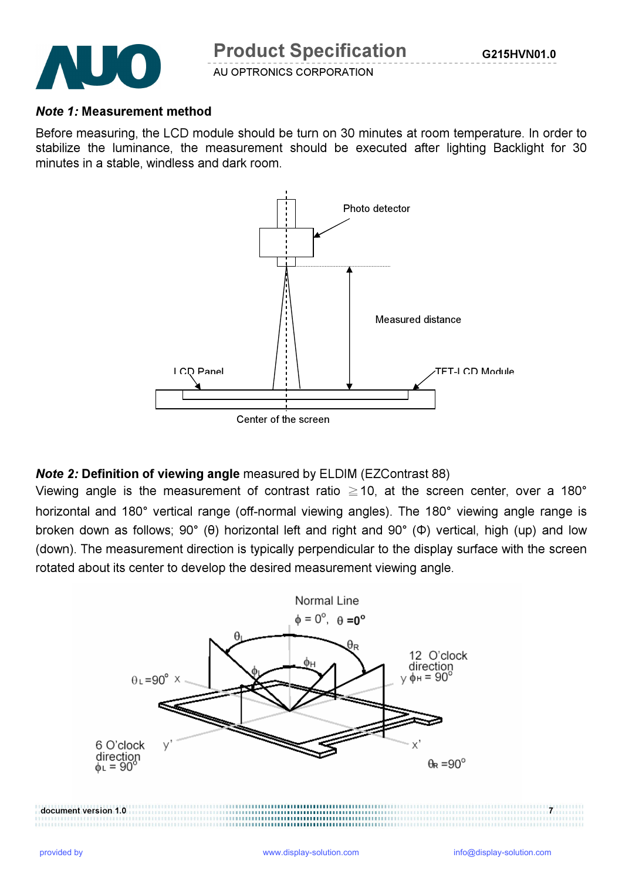***Note 1:* Measurement method**

Before measuring, the LCD module should be turn on 30 minutes at room temperature. In order to stabilize the luminance, the measurement should be executed after lighting Backlight for 30 minutes in a stable, windless and dark room.

Photo detector

Measured distance

LCD Panel

TFT-LCD Module

Center of the screen

***Note 2:* Definition of viewing angle** measured by ELDIM (EZContrast 88)

Viewing angle is the measurement of contrast ratio ≧10, at the screen center, over a 180° horizontal and 180° vertical range (off-normal viewing angles). The 180° viewing angle range is broken down as follows; 90° (θ) horizontal left and right and 90° (Φ) vertical, high (up) and low (down). The measurement direction is typically perpendicular to the display surface with the screen rotated about its center to develop the desired measurement viewing angle.

Normal Line

$\phi = 0^\circ$, $\theta = 0^\circ$

$\theta_L$

$\theta_R$

$\phi_H$

$\phi_L$

$\theta_L = 90^\circ$ x

12 O'clock direction

y $\phi_H = 90^\circ$

6 O'clock direction

$\phi_L = 90^\circ$

y'

x'

$\theta_R = 90^\circ$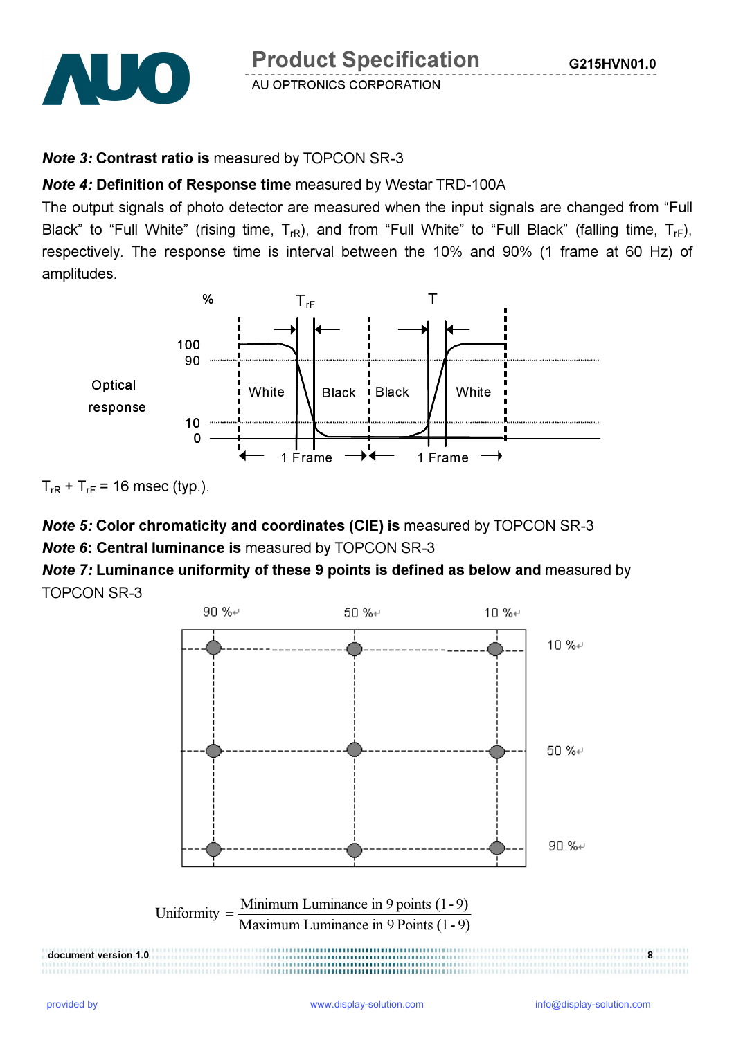***Note 3:*** **Contrast ratio is** measured by TOPCON SR-3

***Note 4:*** **Definition of Response time** measured by Westar TRD-100A

The output signals of photo detector are measured when the input signals are changed from “Full Black” to “Full White” (rising time, $T_{rR}$), and from “Full White” to “Full Black” (falling time, $T_{rF}$), respectively. The response time is interval between the 10% and 90% (1 frame at 60 Hz) of amplitudes.

$T_{rR}$ + $T_{rF}$ = 16 msec (typ.).

***Note 5:*** **Color chromaticity and coordinates (CIE) is** measured by TOPCON SR-3

***Note 6*****: Central luminance is** measured by TOPCON SR-3

***Note 7:*** **Luminance uniformity of these 9 points is defined as below and** measured by TOPCON SR-3

$$\text{Uniformity} = \frac{\text{Minimum Luminance in 9 points (1-9)}}{\text{Maximum Luminance in 9 Points (1-9)}}$$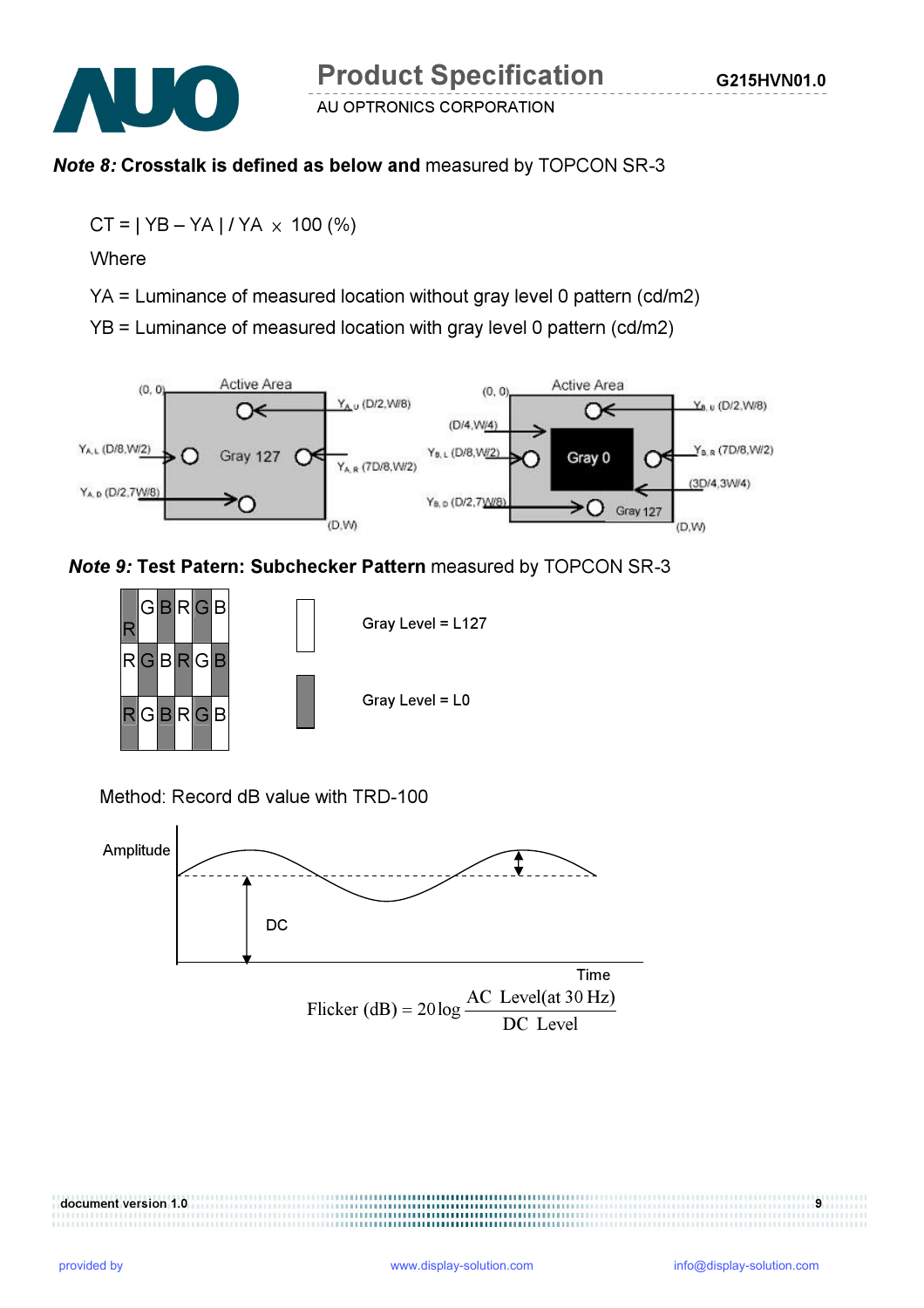***Note 8:* Crosstalk is defined as below and** measured by TOPCON SR-3

CT = | YB – YA | / YA × 100 (%)

Where

YA = Luminance of measured location without gray level 0 pattern (cd/m2)

YB = Luminance of measured location with gray level 0 pattern (cd/m2)

Active Area (0, 0) Gray 127 — $Y_{A,U}$ (D/2,W/8), $Y_{A,L}$ (D/8,W/2), $Y_{A,R}$ (7D/8,W/2), $Y_{A,D}$ (D/2,7W/8), (D,W)

Active Area (0, 0) (D/4,W/4) Gray 0 (3D/4,3W/4) Gray 127 — $Y_{B,U}$ (D/2,W/8), $Y_{B,L}$ (D/8,W/2), $Y_{B,R}$ (7D/8,W/2), $Y_{B,D}$ (D/2,7W/8), (D,W)

***Note 9:* Test Patern: Subchecker Pattern** measured by TOPCON SR-3

| R | G | B | R | G | B |
|---|---|---|---|---|---|
| R | G | B | R | G | B |
| R | G | B | R | G | B |

Gray Level = L127

Gray Level = L0

Method: Record dB value with TRD-100

Amplitude, DC, Time

$$\text{Flicker (dB)} = 20\log\frac{\text{AC Level(at 30 Hz)}}{\text{DC Level}}$$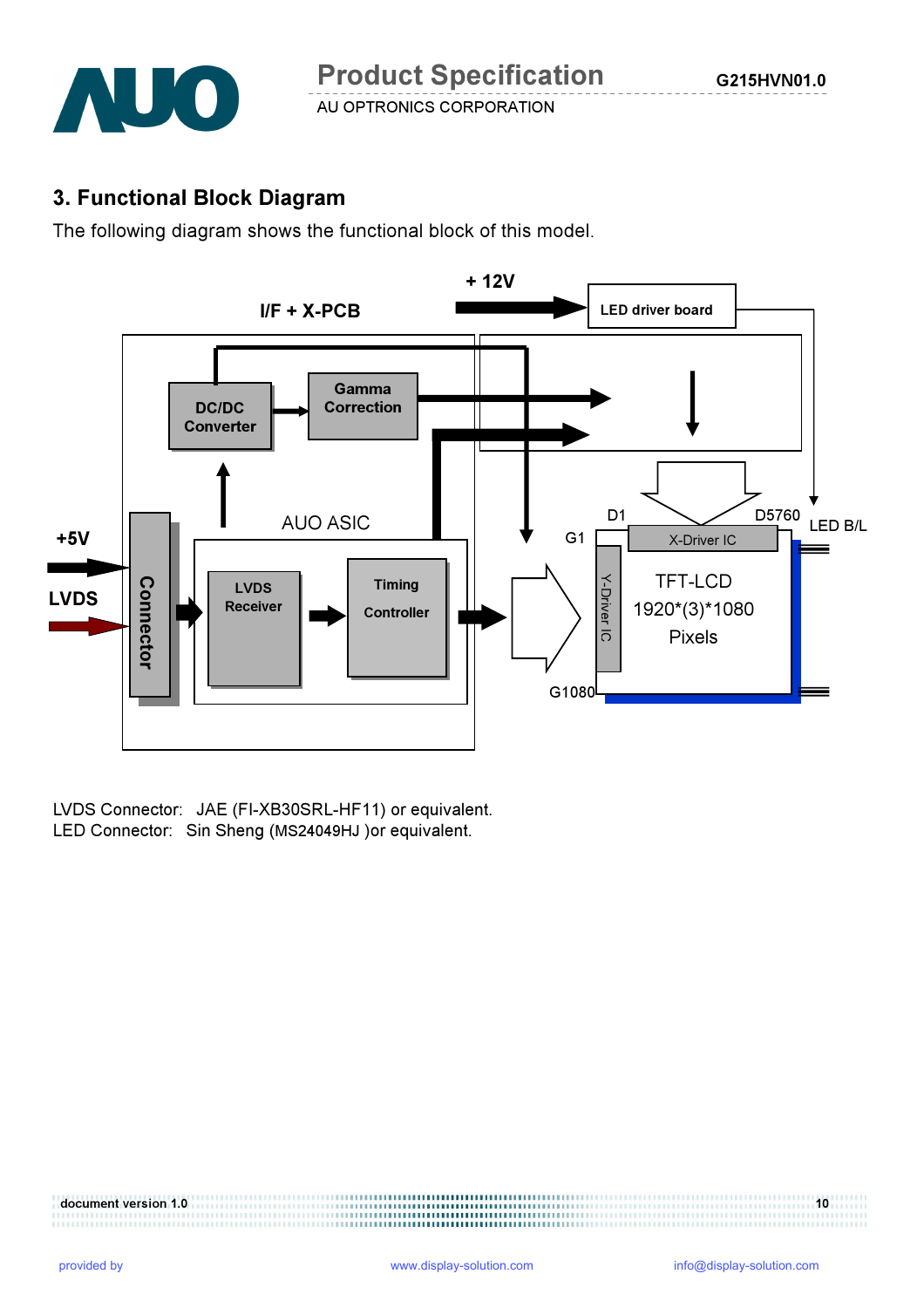## 3. Functional Block Diagram

The following diagram shows the functional block of this model.

I/F + X-PCB

+ 12V

LED driver board

DC/DC Converter

Gamma Correction

AUO ASIC

+5V

LVDS

Connector

LVDS Receiver

Timing Controller

G1

G1080

D1

D5760

X-Driver IC

Y-Driver IC

TFT-LCD 1920*(3)*1080 Pixels

LED B/L

LVDS Connector: JAE (FI-XB30SRL-HF11) or equivalent.
LED Connector: Sin Sheng (MS24049HJ )or equivalent.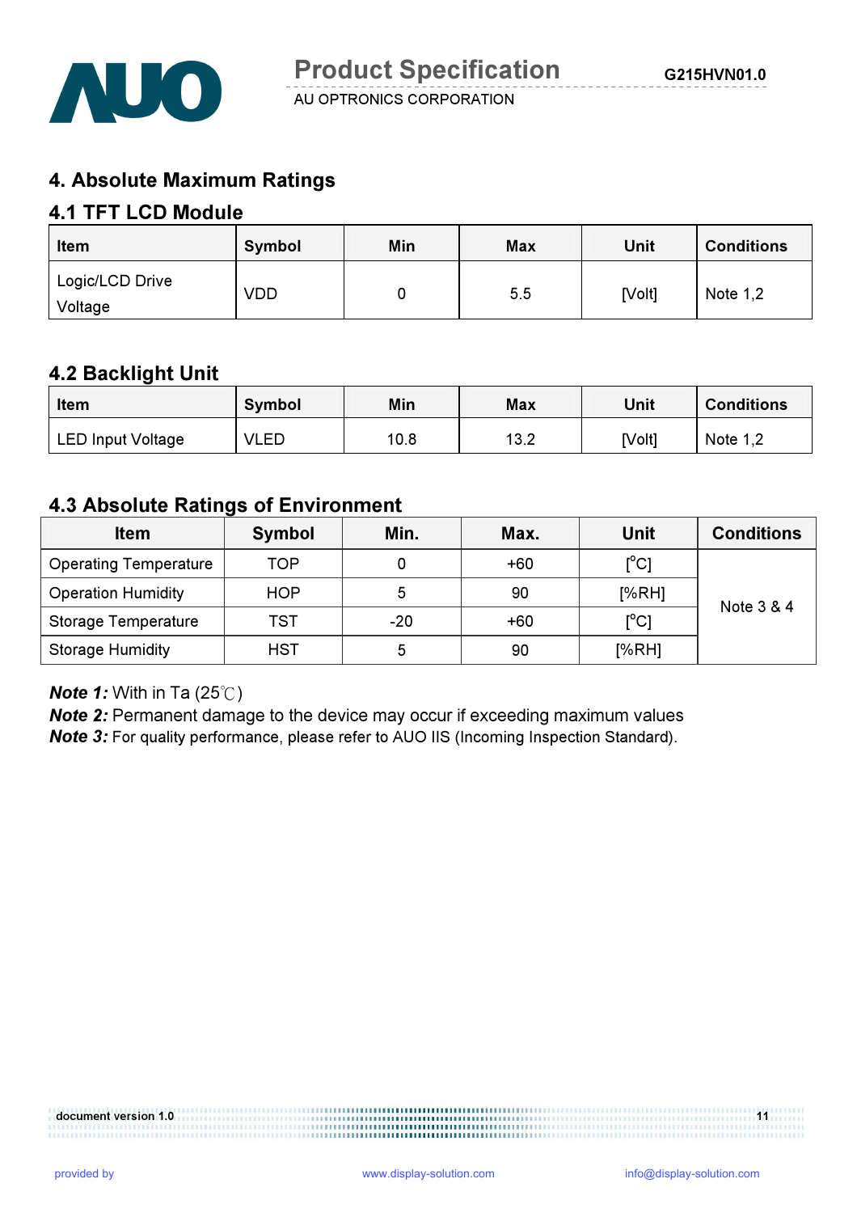## 4. Absolute Maximum Ratings

### 4.1 TFT LCD Module

| Item | Symbol | Min | Max | Unit | Conditions |
|---|---|---|---|---|---|
| Logic/LCD Drive Voltage | VDD | 0 | 5.5 | [Volt] | Note 1,2 |

### 4.2 Backlight Unit

| Item | Symbol | Min | Max | Unit | Conditions |
|---|---|---|---|---|---|
| LED Input Voltage | VLED | 10.8 | 13.2 | [Volt] | Note 1,2 |

### 4.3 Absolute Ratings of Environment

| Item | Symbol | Min. | Max. | Unit | Conditions |
|---|---|---|---|---|---|
| Operating Temperature | TOP | 0 | +60 | [°C] | Note 3 & 4 |
| Operation Humidity | HOP | 5 | 90 | [%RH] | |
| Storage Temperature | TST | -20 | +60 | [°C] | |
| Storage Humidity | HST | 5 | 90 | [%RH] | |

***Note 1:*** With in Ta (25℃)
***Note 2:*** Permanent damage to the device may occur if exceeding maximum values
***Note 3:*** For quality performance, please refer to AUO IIS (Incoming Inspection Standard).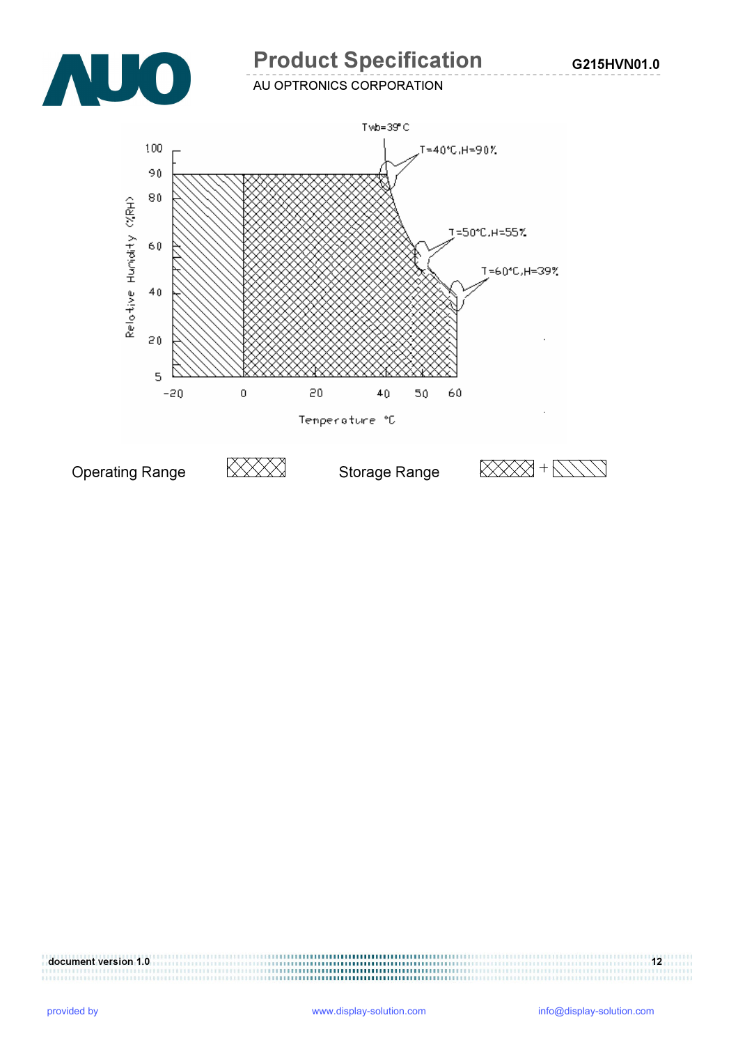Twb=39°C

T=40°C,H=90%

T=50°C,H=55%

T=60°C,H=39%

Relative Humidity (%RH)

100
90
80
60
40
20
5

-20 0 20 40 50 60

Temperature °C

Operating Range

Storage Range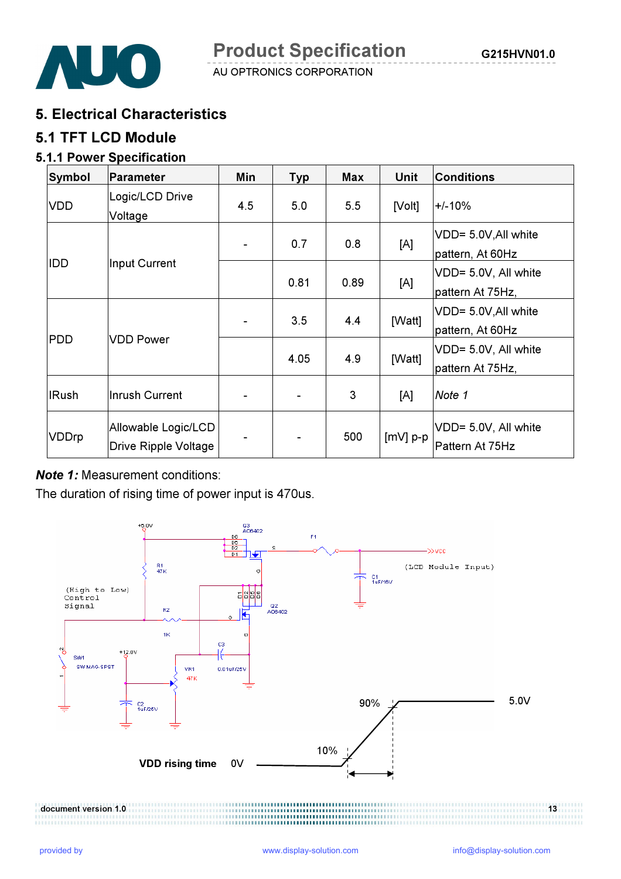# 5. Electrical Characteristics

## 5.1 TFT LCD Module

### 5.1.1 Power Specification

| Symbol | Parameter | Min | Typ | Max | Unit | Conditions |
|---|---|---|---|---|---|---|
| VDD | Logic/LCD Drive Voltage | 4.5 | 5.0 | 5.5 | [Volt] | +/-10% |
| IDD | Input Current | - | 0.7 | 0.8 | [A] | VDD= 5.0V,All white pattern, At 60Hz |
| | | | 0.81 | 0.89 | [A] | VDD= 5.0V, All white pattern At 75Hz, |
| PDD | VDD Power | - | 3.5 | 4.4 | [Watt] | VDD= 5.0V,All white pattern, At 60Hz |
| | | | 4.05 | 4.9 | [Watt] | VDD= 5.0V, All white pattern At 75Hz, |
| IRush | Inrush Current | - | - | 3 | [A] | *Note 1* |
| VDDrp | Allowable Logic/LCD Drive Ripple Voltage | - | - | 500 | [mV] p-p | VDD= 5.0V, All white Pattern At 75Hz |

***Note 1:*** Measurement conditions:

The duration of rising time of power input is 470us.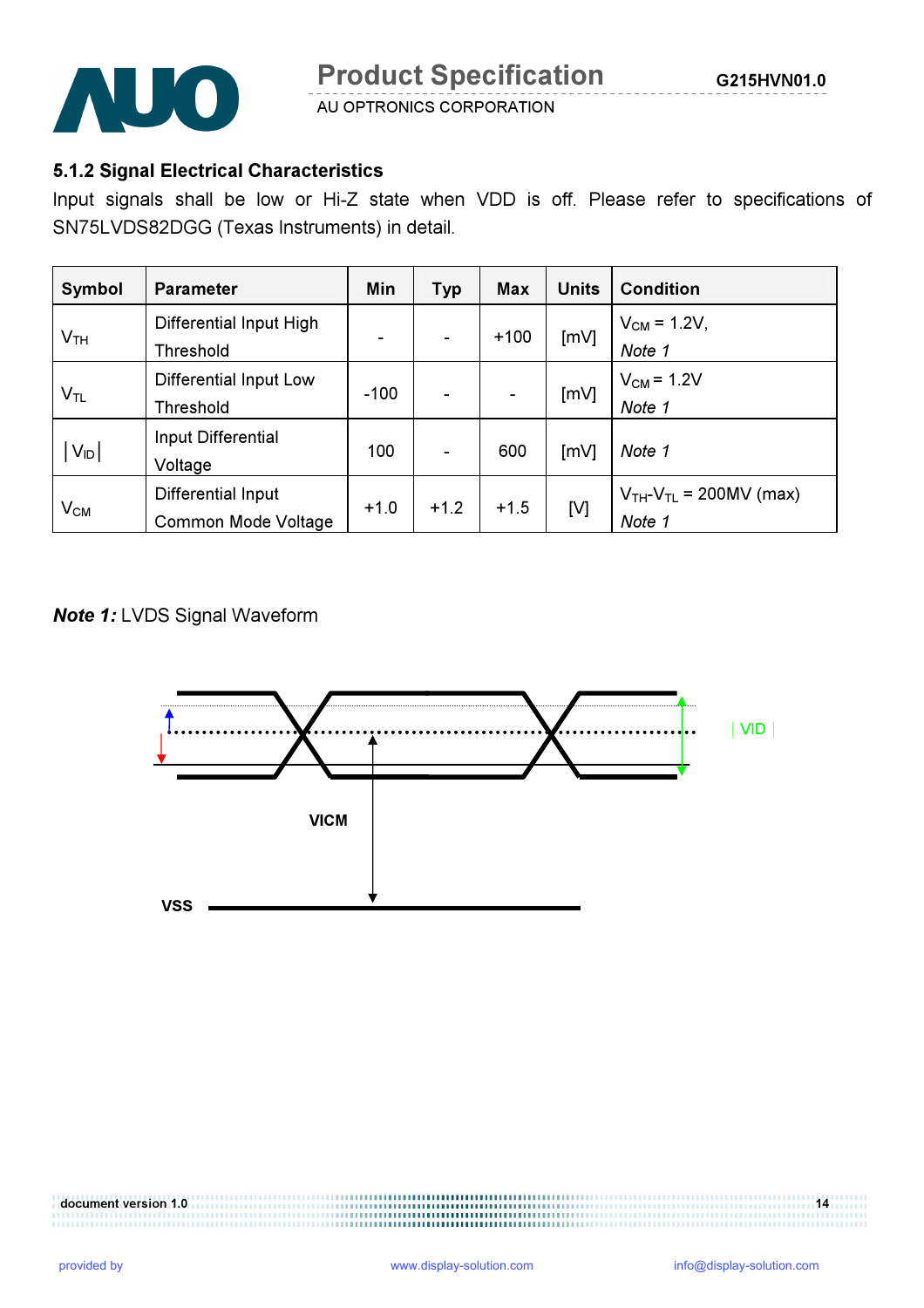### 5.1.2 Signal Electrical Characteristics

Input signals shall be low or Hi-Z state when VDD is off. Please refer to specifications of SN75LVDS82DGG (Texas Instruments) in detail.

| Symbol | Parameter | Min | Typ | Max | Units | Condition |
|---|---|---|---|---|---|---|
| $V_{TH}$ | Differential Input High Threshold | - | - | +100 | [mV] | $V_{CM}$ = 1.2V, *Note 1* |
| $V_{TL}$ | Differential Input Low Threshold | -100 | - | - | [mV] | $V_{CM}$ = 1.2V *Note 1* |
| $\mid V_{ID} \mid$ | Input Differential Voltage | 100 | - | 600 | [mV] | *Note 1* |
| $V_{CM}$ | Differential Input Common Mode Voltage | +1.0 | +1.2 | +1.5 | [V] | $V_{TH}$-$V_{TL}$ = 200MV (max) *Note 1* |

***Note 1:*** LVDS Signal Waveform

| VID |

VICM

VSS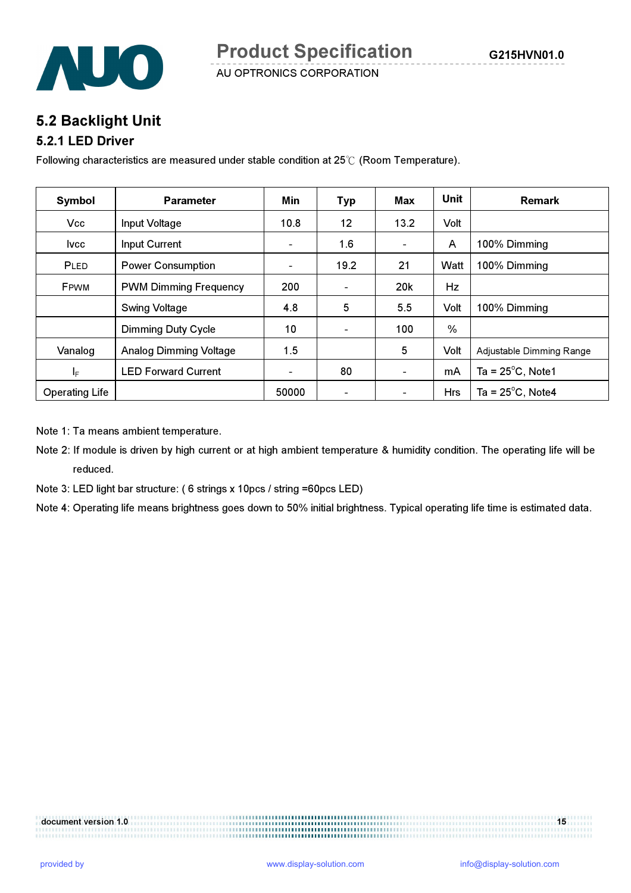## 5.2 Backlight Unit

### 5.2.1 LED Driver

Following characteristics are measured under stable condition at 25℃ (Room Temperature).

| Symbol | Parameter | Min | Typ | Max | Unit | Remark |
|---|---|---|---|---|---|---|
| Vcc | Input Voltage | 10.8 | 12 | 13.2 | Volt | |
| Ivcc | Input Current | - | 1.6 | - | A | 100% Dimming |
| PLED | Power Consumption | - | 19.2 | 21 | Watt | 100% Dimming |
| FPWM | PWM Dimming Frequency | 200 | - | 20k | Hz | |
| | Swing Voltage | 4.8 | 5 | 5.5 | Volt | 100% Dimming |
| | Dimming Duty Cycle | 10 | - | 100 | % | |
| Vanalog | Analog Dimming Voltage | 1.5 | | 5 | Volt | Adjustable Dimming Range |
| $I_F$ | LED Forward Current | - | 80 | - | mA | Ta = 25°C, Note1 |
| Operating Life | | 50000 | - | - | Hrs | Ta = 25°C, Note4 |

Note 1: Ta means ambient temperature.

Note 2: If module is driven by high current or at high ambient temperature & humidity condition. The operating life will be reduced.

Note 3: LED light bar structure: ( 6 strings x 10pcs / string =60pcs LED)

Note 4: Operating life means brightness goes down to 50% initial brightness. Typical operating life time is estimated data.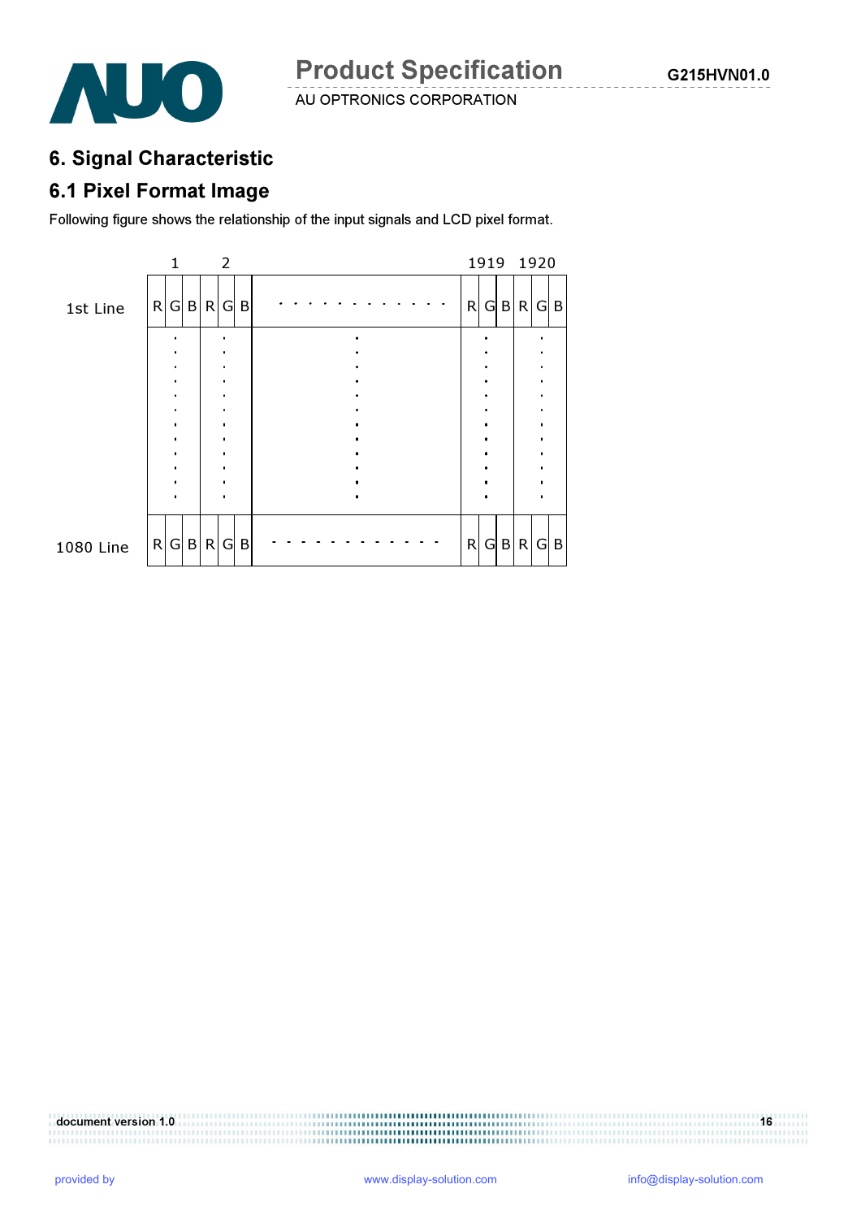# 6. Signal Characteristic

## 6.1 Pixel Format Image

Following figure shows the relationship of the input signals and LCD pixel format.

| | 1 | | | 2 | | | | 1919 | | | 1920 | | |
|---|---|---|---|---|---|---|---|---|---|---|---|---|---|
| 1st Line | R | G | B | R | G | B | . . . . . . . . . . . . | R | G | B | R | G | B |
| | : | | | : | | | : | : | | | : | | |
| 1080 Line | R | G | B | R | G | B | - - - - - - - - - - - - | R | G | B | R | G | B |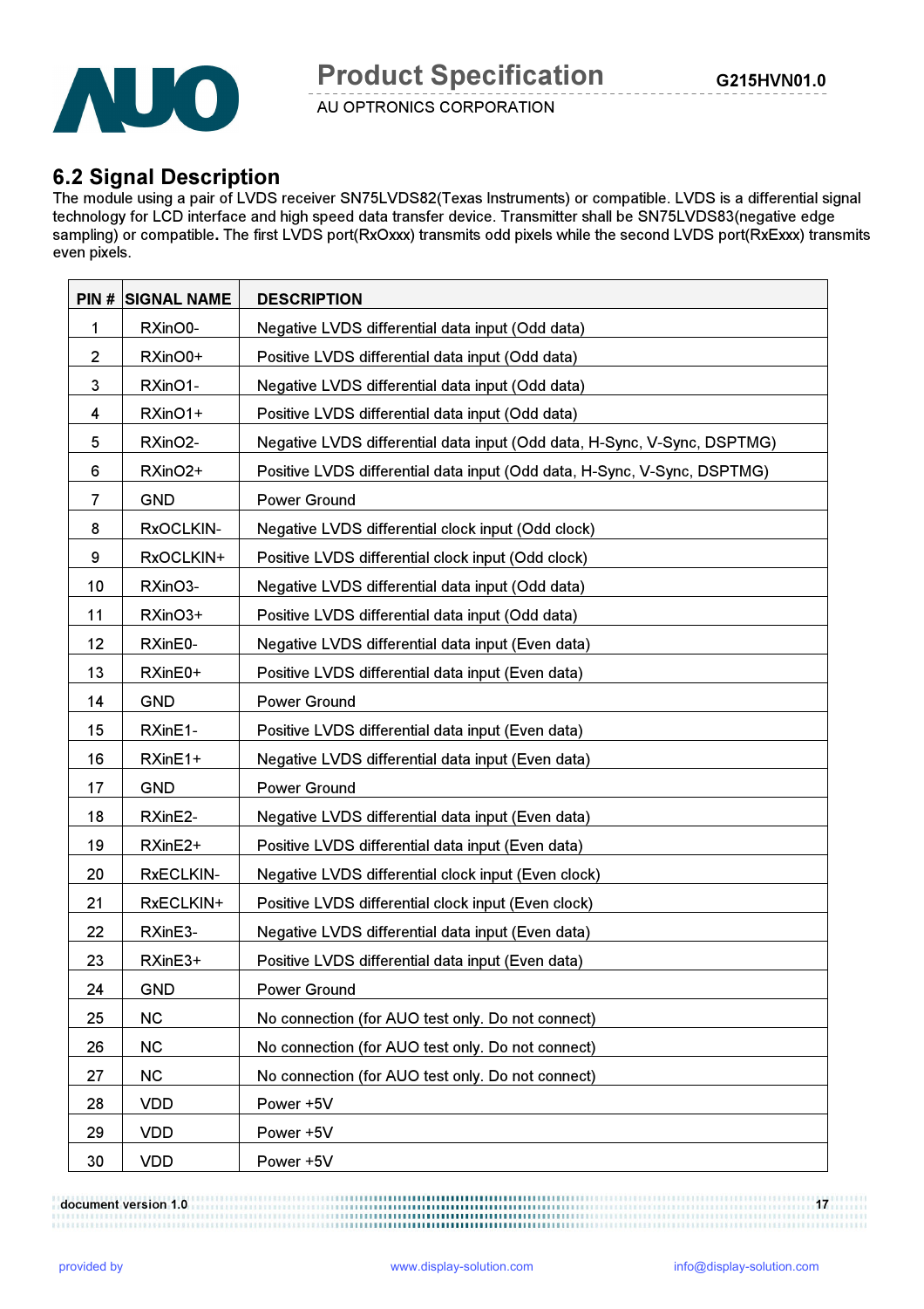## 6.2 Signal Description

The module using a pair of LVDS receiver SN75LVDS82(Texas Instruments) or compatible. LVDS is a differential signal technology for LCD interface and high speed data transfer device. Transmitter shall be SN75LVDS83(negative edge sampling) or compatible**.** The first LVDS port(RxOxxx) transmits odd pixels while the second LVDS port(RxExxx) transmits even pixels.

| PIN # | SIGNAL NAME | DESCRIPTION |
|---|---|---|
| 1 | RXinO0- | Negative LVDS differential data input (Odd data) |
| 2 | RXinO0+ | Positive LVDS differential data input (Odd data) |
| 3 | RXinO1- | Negative LVDS differential data input (Odd data) |
| 4 | RXinO1+ | Positive LVDS differential data input (Odd data) |
| 5 | RXinO2- | Negative LVDS differential data input (Odd data, H-Sync, V-Sync, DSPTMG) |
| 6 | RXinO2+ | Positive LVDS differential data input (Odd data, H-Sync, V-Sync, DSPTMG) |
| 7 | GND | Power Ground |
| 8 | RxOCLKIN- | Negative LVDS differential clock input (Odd clock) |
| 9 | RxOCLKIN+ | Positive LVDS differential clock input (Odd clock) |
| 10 | RXinO3- | Negative LVDS differential data input (Odd data) |
| 11 | RXinO3+ | Positive LVDS differential data input (Odd data) |
| 12 | RXinE0- | Negative LVDS differential data input (Even data) |
| 13 | RXinE0+ | Positive LVDS differential data input (Even data) |
| 14 | GND | Power Ground |
| 15 | RXinE1- | Positive LVDS differential data input (Even data) |
| 16 | RXinE1+ | Negative LVDS differential data input (Even data) |
| 17 | GND | Power Ground |
| 18 | RXinE2- | Negative LVDS differential data input (Even data) |
| 19 | RXinE2+ | Positive LVDS differential data input (Even data) |
| 20 | RxECLKIN- | Negative LVDS differential clock input (Even clock) |
| 21 | RxECLKIN+ | Positive LVDS differential clock input (Even clock) |
| 22 | RXinE3- | Negative LVDS differential data input (Even data) |
| 23 | RXinE3+ | Positive LVDS differential data input (Even data) |
| 24 | GND | Power Ground |
| 25 | NC | No connection (for AUO test only. Do not connect) |
| 26 | NC | No connection (for AUO test only. Do not connect) |
| 27 | NC | No connection (for AUO test only. Do not connect) |
| 28 | VDD | Power +5V |
| 29 | VDD | Power +5V |
| 30 | VDD | Power +5V |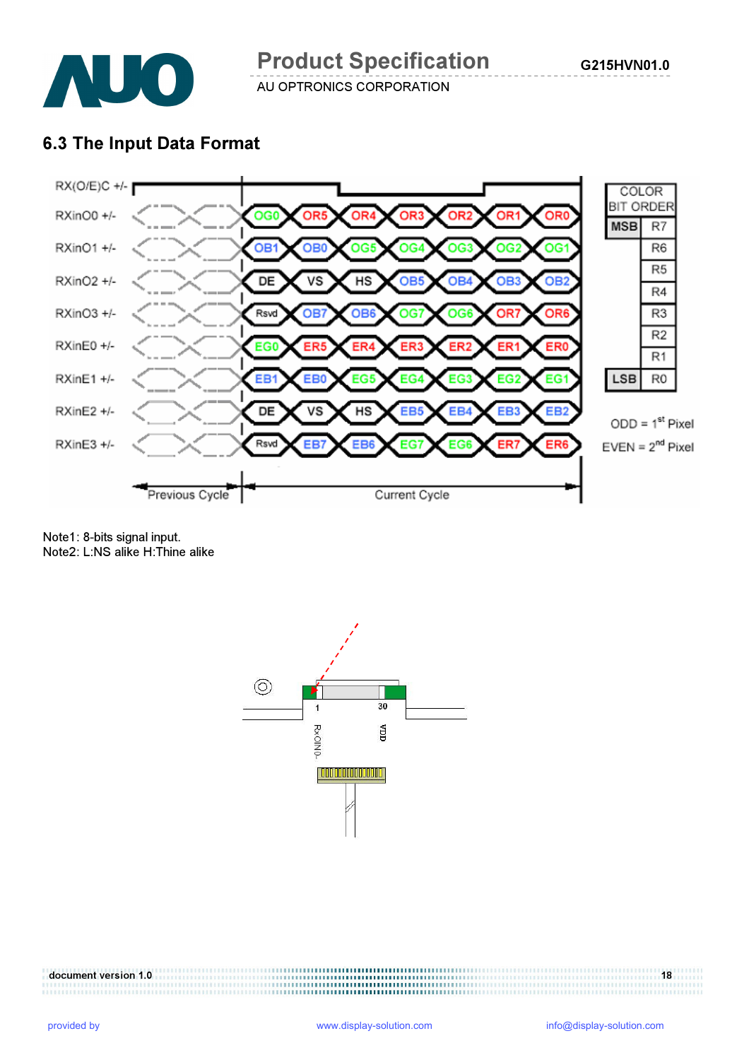## 6.3 The Input Data Format

| | Previous Cycle | | Current Cycle | | | | | | |
|---|---|---|---|---|---|---|---|---|---|
| RXinO0 +/- | | | OG0 | OR5 | OR4 | OR3 | OR2 | OR1 | OR0 |
| RXinO1 +/- | | | OB1 | OB0 | OG5 | OG4 | OG3 | OG2 | OG1 |
| RXinO2 +/- | | | DE | VS | HS | OB5 | OB4 | OB3 | OB2 |
| RXinO3 +/- | | | Rsvd | OB7 | OB6 | OG7 | OG6 | OR7 | OR6 |
| RXinE0 +/- | | | EG0 | ER5 | ER4 | ER3 | ER2 | ER1 | ER0 |
| RXinE1 +/- | | | EB1 | EB0 | EG5 | EG4 | EG3 | EG2 | EG1 |
| RXinE2 +/- | | | DE | VS | HS | EB5 | EB4 | EB3 | EB2 |
| RXinE3 +/- | | | Rsvd | EB7 | EB6 | EG7 | EG6 | ER7 | ER6 |

RX(O/E)C +/-

| COLOR BIT ORDER | |
|---|---|
| MSB | R7 |
| | R6 |
| | R5 |
| | R4 |
| | R3 |
| | R2 |
| | R1 |
| LSB | R0 |

ODD = 1st Pixel

EVEN = 2nd Pixel

Note1: 8-bits signal input.
Note2: L:NS alike H:Thine alike

1 30

RxOIN0- VDD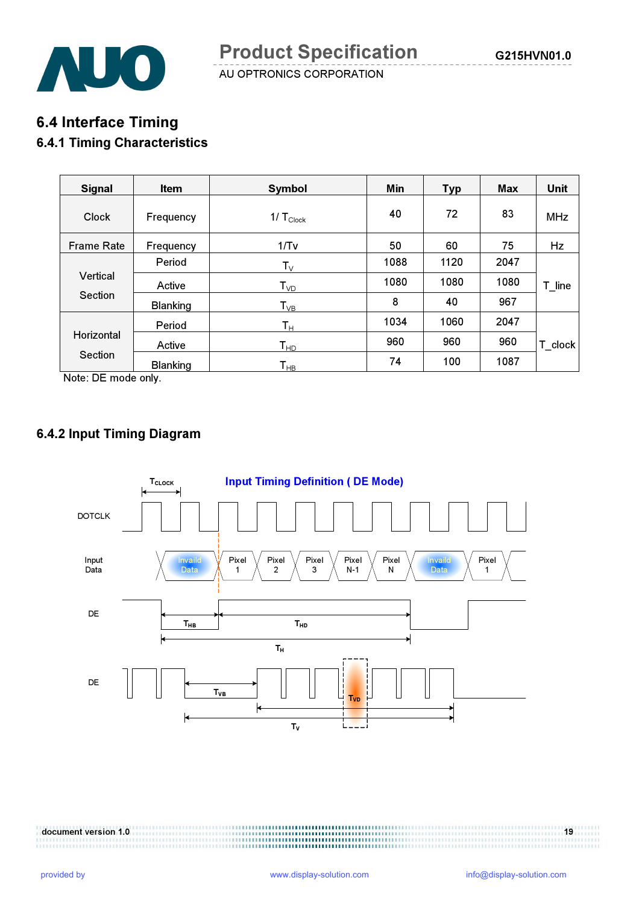## 6.4 Interface Timing

### 6.4.1 Timing Characteristics

| Signal | Item | Symbol | Min | Typ | Max | Unit |
|---|---|---|---|---|---|---|
| Clock | Frequency | $1/T_{Clock}$ | 40 | 72 | 83 | MHz |
| Frame Rate | Frequency | 1/Tv | 50 | 60 | 75 | Hz |
| Vertical Section | Period | $T_V$ | 1088 | 1120 | 2047 | T_line |
| | Active | $T_{VD}$ | 1080 | 1080 | 1080 | |
| | Blanking | $T_{VB}$ | 8 | 40 | 967 | |
| Horizontal Section | Period | $T_H$ | 1034 | 1060 | 2047 | T_clock |
| | Active | $T_{HD}$ | 960 | 960 | 960 | |
| | Blanking | $T_{HB}$ | 74 | 100 | 1087 | |

Note: DE mode only.

### 6.4.2 Input Timing Diagram

**Input Timing Definition ( DE Mode)**

DOTCLK ($T_{CLOCK}$)

Input Data: Invaild Data | Pixel 1 | Pixel 2 | Pixel 3 | Pixel N-1 | Pixel N | Invaild Data | Pixel 1

DE: $T_{HB}$, $T_{HD}$, $T_H$

DE: $T_{VB}$, $T_{VD}$, $T_V$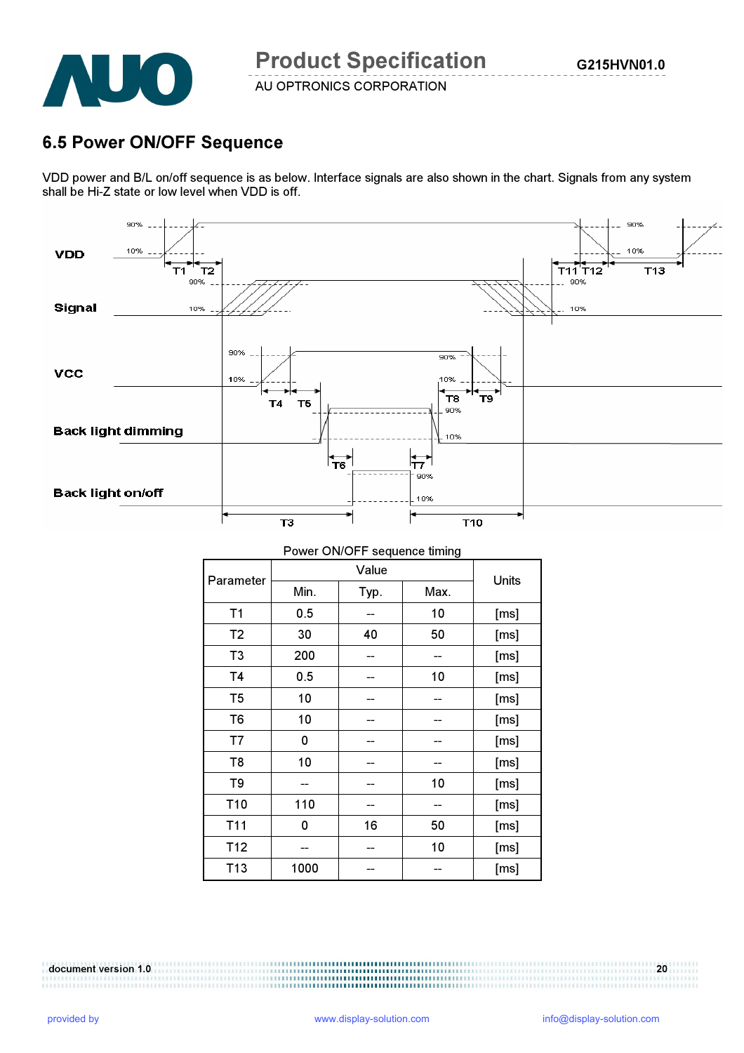## 6.5 Power ON/OFF Sequence

VDD power and B/L on/off sequence is as below. Interface signals are also shown in the chart. Signals from any system shall be Hi-Z state or low level when VDD is off.

Power ON/OFF sequence timing

| Parameter | Value | | | Units |
|---|---|---|---|---|
| | Min. | Typ. | Max. | |
| T1 | 0.5 | -- | 10 | [ms] |
| T2 | 30 | 40 | 50 | [ms] |
| T3 | 200 | -- | -- | [ms] |
| T4 | 0.5 | -- | 10 | [ms] |
| T5 | 10 | -- | -- | [ms] |
| T6 | 10 | -- | -- | [ms] |
| T7 | 0 | -- | -- | [ms] |
| T8 | 10 | -- | -- | [ms] |
| T9 | -- | -- | 10 | [ms] |
| T10 | 110 | -- | -- | [ms] |
| T11 | 0 | 16 | 50 | [ms] |
| T12 | -- | -- | 10 | [ms] |
| T13 | 1000 | -- | -- | [ms] |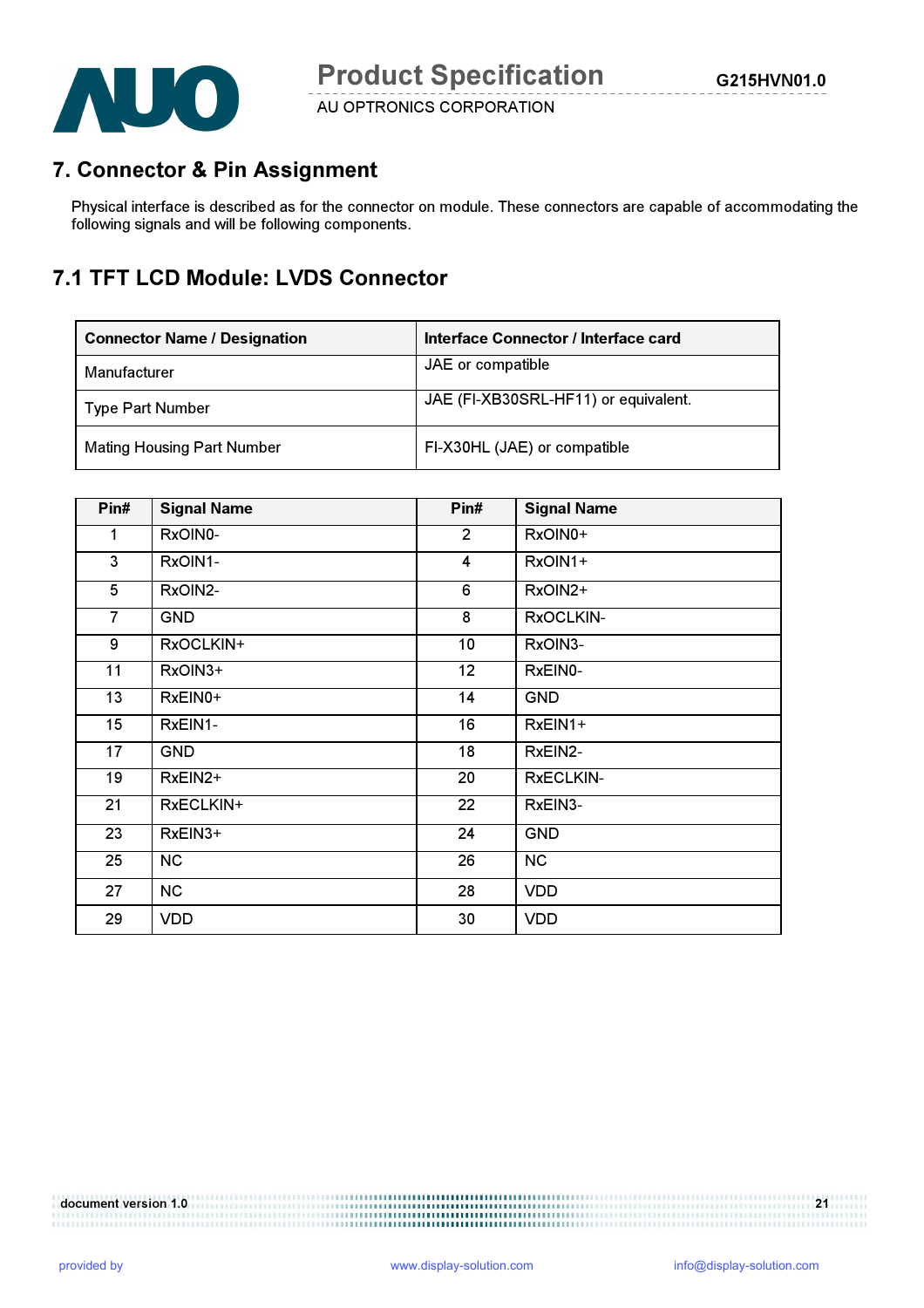## 7. Connector & Pin Assignment

Physical interface is described as for the connector on module. These connectors are capable of accommodating the following signals and will be following components.

### 7.1 TFT LCD Module: LVDS Connector

| Connector Name / Designation | Interface Connector / Interface card |
|---|---|
| Manufacturer | JAE or compatible |
| Type Part Number | JAE (FI-XB30SRL-HF11) or equivalent. |
| Mating Housing Part Number | FI-X30HL (JAE) or compatible |

| Pin# | Signal Name | Pin# | Signal Name |
|---|---|---|---|
| 1 | RxOIN0- | 2 | RxOIN0+ |
| 3 | RxOIN1- | 4 | RxOIN1+ |
| 5 | RxOIN2- | 6 | RxOIN2+ |
| 7 | GND | 8 | RxOCLKIN- |
| 9 | RxOCLKIN+ | 10 | RxOIN3- |
| 11 | RxOIN3+ | 12 | RxEIN0- |
| 13 | RxEIN0+ | 14 | GND |
| 15 | RxEIN1- | 16 | RxEIN1+ |
| 17 | GND | 18 | RxEIN2- |
| 19 | RxEIN2+ | 20 | RxECLKIN- |
| 21 | RxECLKIN+ | 22 | RxEIN3- |
| 23 | RxEIN3+ | 24 | GND |
| 25 | NC | 26 | NC |
| 27 | NC | 28 | VDD |
| 29 | VDD | 30 | VDD |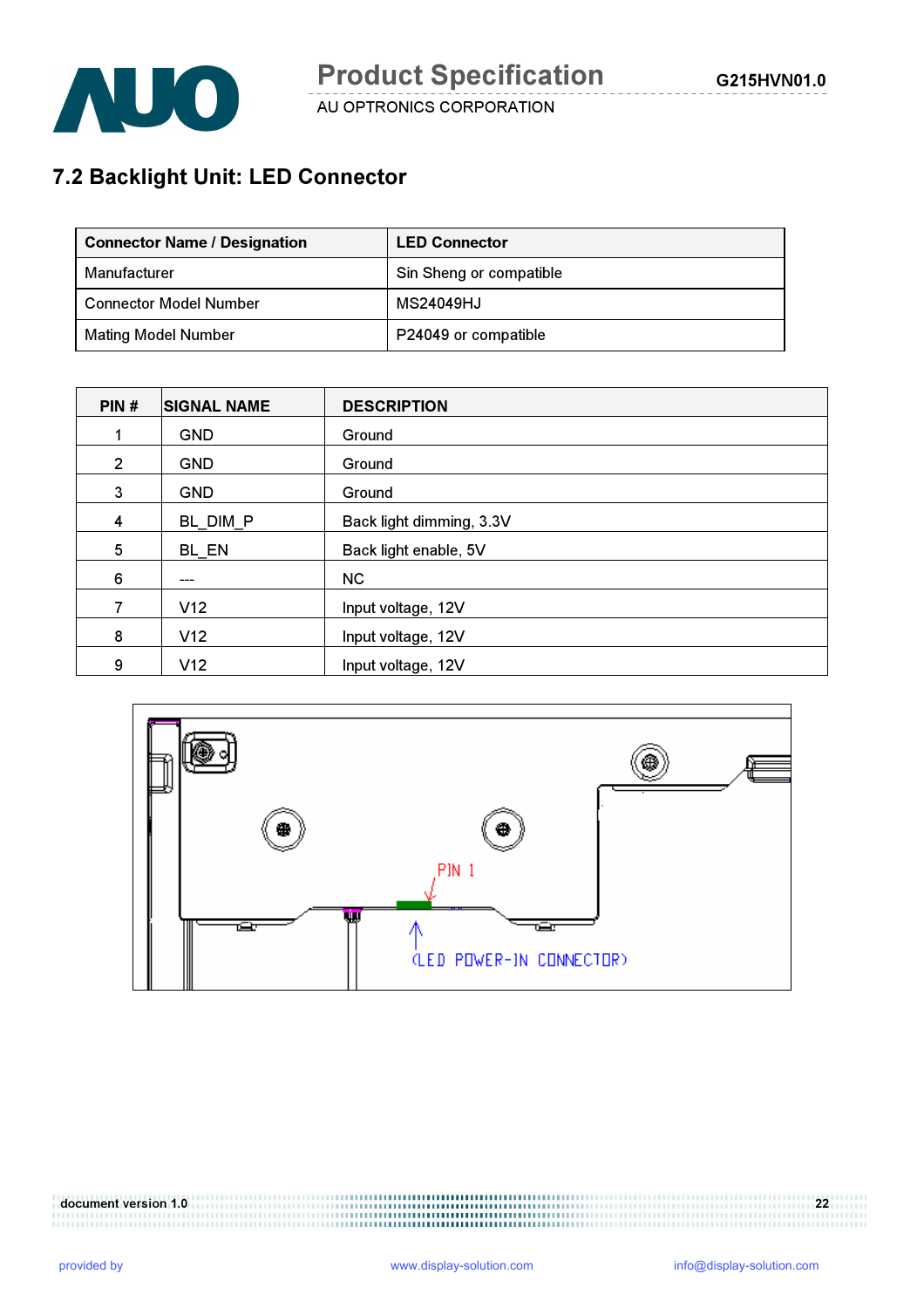## 7.2 Backlight Unit: LED Connector

| Connector Name / Designation | LED Connector |
|---|---|
| Manufacturer | Sin Sheng or compatible |
| Connector Model Number | MS24049HJ |
| Mating Model Number | P24049 or compatible |

| PIN # | SIGNAL NAME | DESCRIPTION |
|---|---|---|
| 1 | GND | Ground |
| 2 | GND | Ground |
| 3 | GND | Ground |
| 4 | BL_DIM_P | Back light dimming, 3.3V |
| 5 | BL_EN | Back light enable, 5V |
| 6 | --- | NC |
| 7 | V12 | Input voltage, 12V |
| 8 | V12 | Input voltage, 12V |
| 9 | V12 | Input voltage, 12V |

PIN 1

(LED POWER-IN CONNECTOR)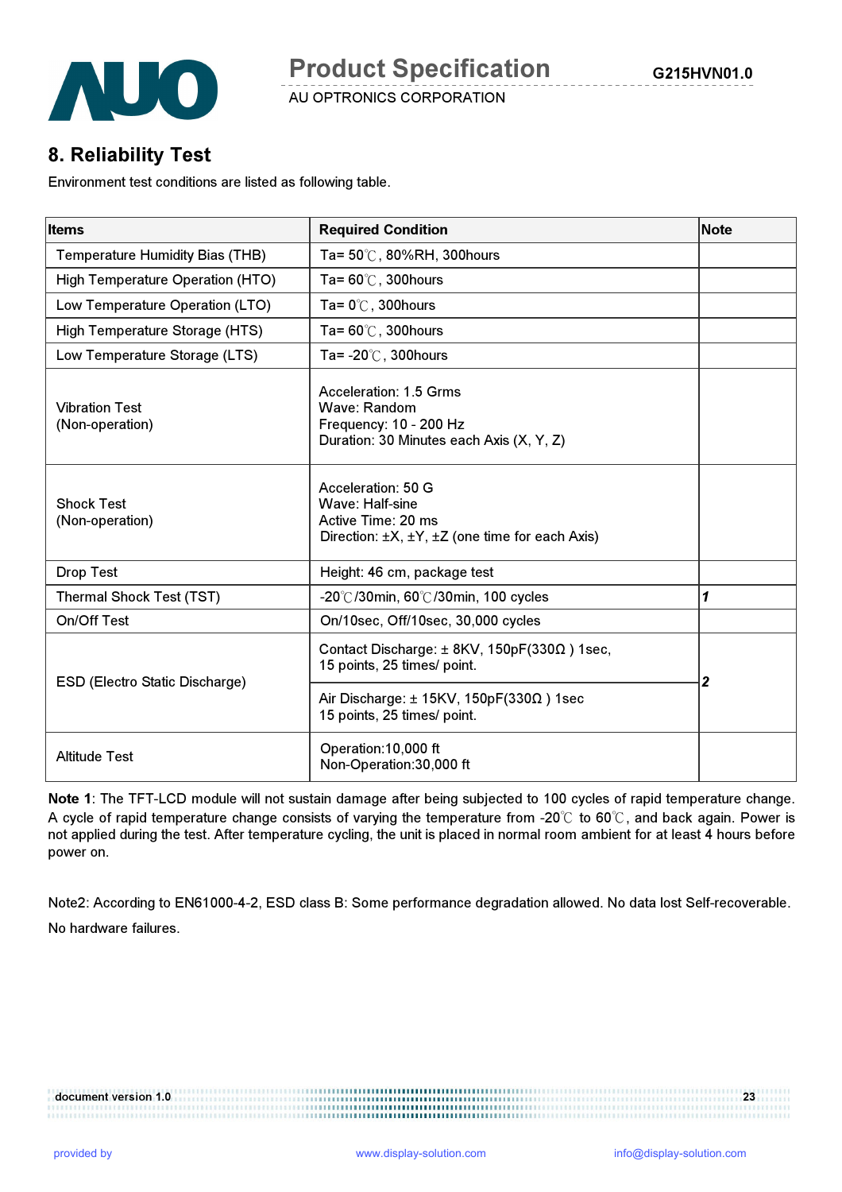## 8. Reliability Test

Environment test conditions are listed as following table.

| Items | Required Condition | Note |
|---|---|---|
| Temperature Humidity Bias (THB) | Ta= 50℃, 80%RH, 300hours | |
| High Temperature Operation (HTO) | Ta= 60℃, 300hours | |
| Low Temperature Operation (LTO) | Ta= 0℃, 300hours | |
| High Temperature Storage (HTS) | Ta= 60℃, 300hours | |
| Low Temperature Storage (LTS) | Ta= -20℃, 300hours | |
| Vibration Test (Non-operation) | Acceleration: 1.5 Grms<br>Wave: Random<br>Frequency: 10 - 200 Hz<br>Duration: 30 Minutes each Axis (X, Y, Z) | |
| Shock Test (Non-operation) | Acceleration: 50 G<br>Wave: Half-sine<br>Active Time: 20 ms<br>Direction: ±X, ±Y, ±Z (one time for each Axis) | |
| Drop Test | Height: 46 cm, package test | |
| Thermal Shock Test (TST) | -20℃/30min, 60℃/30min, 100 cycles | *1* |
| On/Off Test | On/10sec, Off/10sec, 30,000 cycles | |
| ESD (Electro Static Discharge) | Contact Discharge: ± 8KV, 150pF(330Ω ) 1sec,<br>15 points, 25 times/ point.<br><br>Air Discharge: ± 15KV, 150pF(330Ω ) 1sec<br>15 points, 25 times/ point. | *2* |
| Altitude Test | Operation:10,000 ft<br>Non-Operation:30,000 ft | |

**Note 1**: The TFT-LCD module will not sustain damage after being subjected to 100 cycles of rapid temperature change. A cycle of rapid temperature change consists of varying the temperature from -20℃ to 60℃, and back again. Power is not applied during the test. After temperature cycling, the unit is placed in normal room ambient for at least 4 hours before power on.

Note2: According to EN61000-4-2, ESD class B: Some performance degradation allowed. No data lost Self-recoverable. No hardware failures.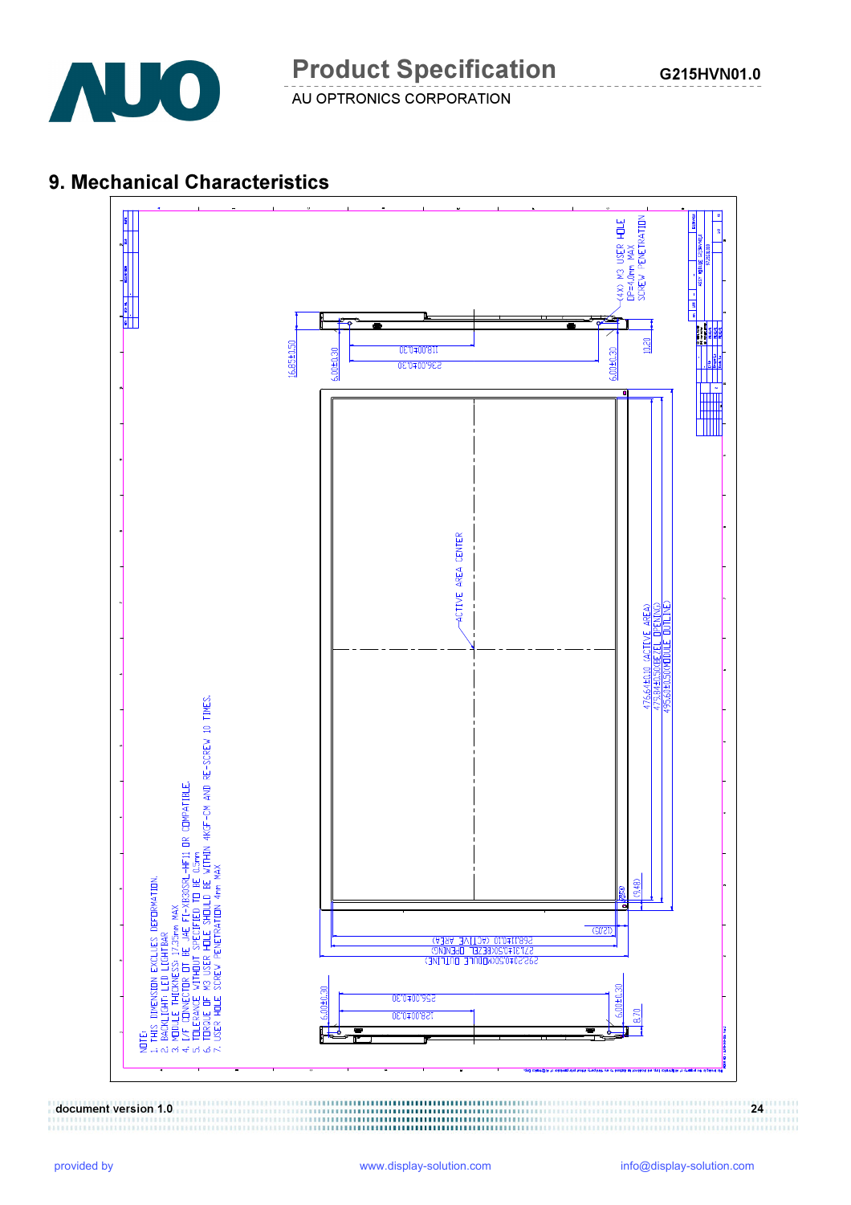## 9. Mechanical Characteristics

NOTE:
1. THIS DIMENSION EXCLUES DEFORMATION.
2. BACKLIGHT: LED LIGHTBAR
3. MODULE THICKNESS: 17.35mm MAX
4. I/F CONNECTOR OT BE JAE FI-XB30SRL-HF11 OR COMPATIBLE.
5. TOLERANCE WITHOUT SPECIFIED TO BE 0.5mm
6. TORQUE OF M3 USER HOLE SHOULD BE WITHIN 4KGF-CM AND RE-SCREW 10 TIMES.
7. USER HOLE SCREW PENETRATION 4mm MAX

(4X) M3 USER HOLE
DP=4.0mm MAX
SCREW PENETRATION

16.85±0.50
6.00±0.30
118.00±0.30
236.00±0.30
6.00±0.30
10.20

ACTIVE AREA CENTER

476.64±0.10 (ACTIVE AREA)
479.84±0.50(BEZEL OPENING)
495.60±0.50(MODULE OUTLINE)

(9.48)
(5.25)

268.11±0.10 (ACTIVE AREA)
271.31±0.50(BEZEL OPENING)
292.20±0.50(MODULE OUTLINE)

6.00±0.30
256.00±0.30
128.00±0.30
6.00±0.30
8.70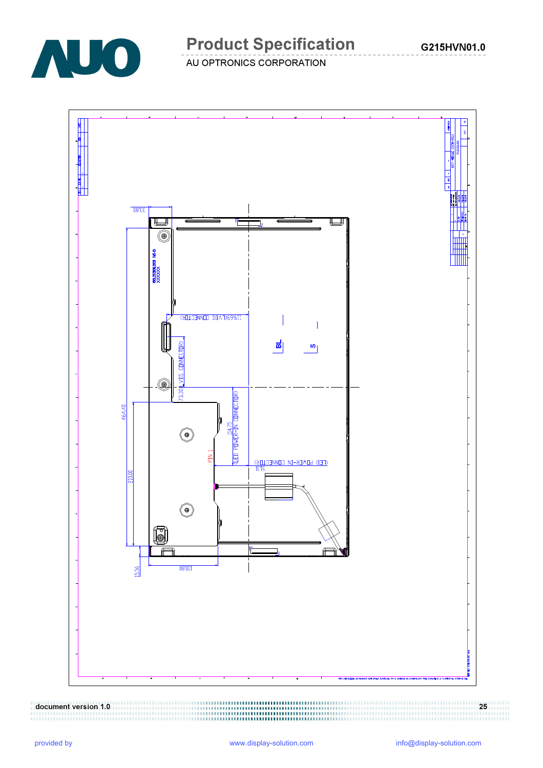33.80

464.40

210.00

15.56

100.80

119.69(LVDS CONNECTOR)

73.30(LVDS CONNECTOR)

114.75 (LED POWER-IN CONNECTOR)

51.15 (LED POWER-IN CONNECTOR)

PIN 1

BL

S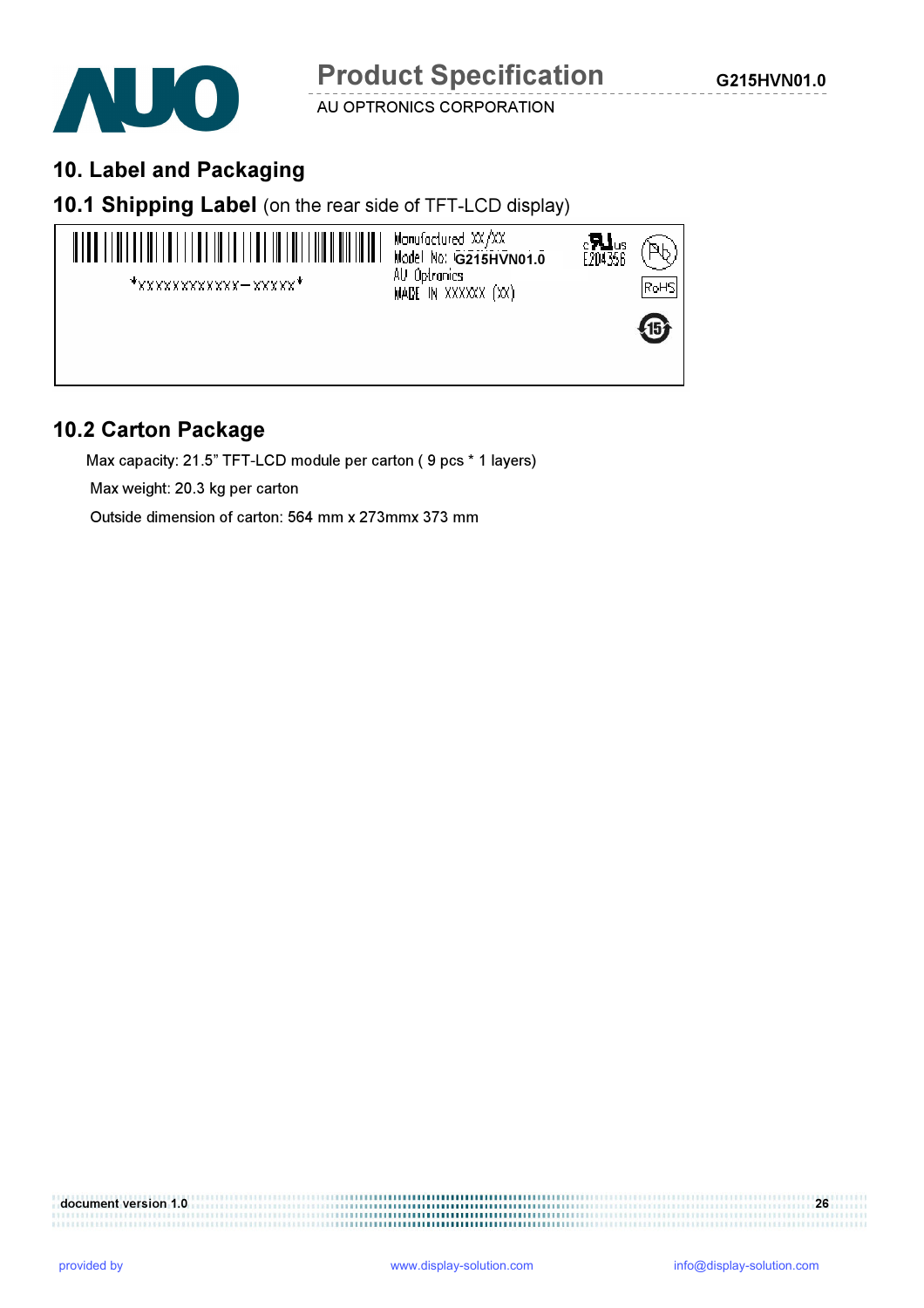## 10. Label and Packaging

### 10.1 Shipping Label (on the rear side of TFT-LCD display)

*XXXXXXXXXXXX-XXXXX*

Manufactured XX/XX
Model No: G215HVN01.0
AU Optronics
MADE IN XXXXXX (XX)

E204356

RoHS

### 10.2 Carton Package

Max capacity: 21.5" TFT-LCD module per carton ( 9 pcs * 1 layers)

Max weight: 20.3 kg per carton

Outside dimension of carton: 564 mm x 273mmx 373 mm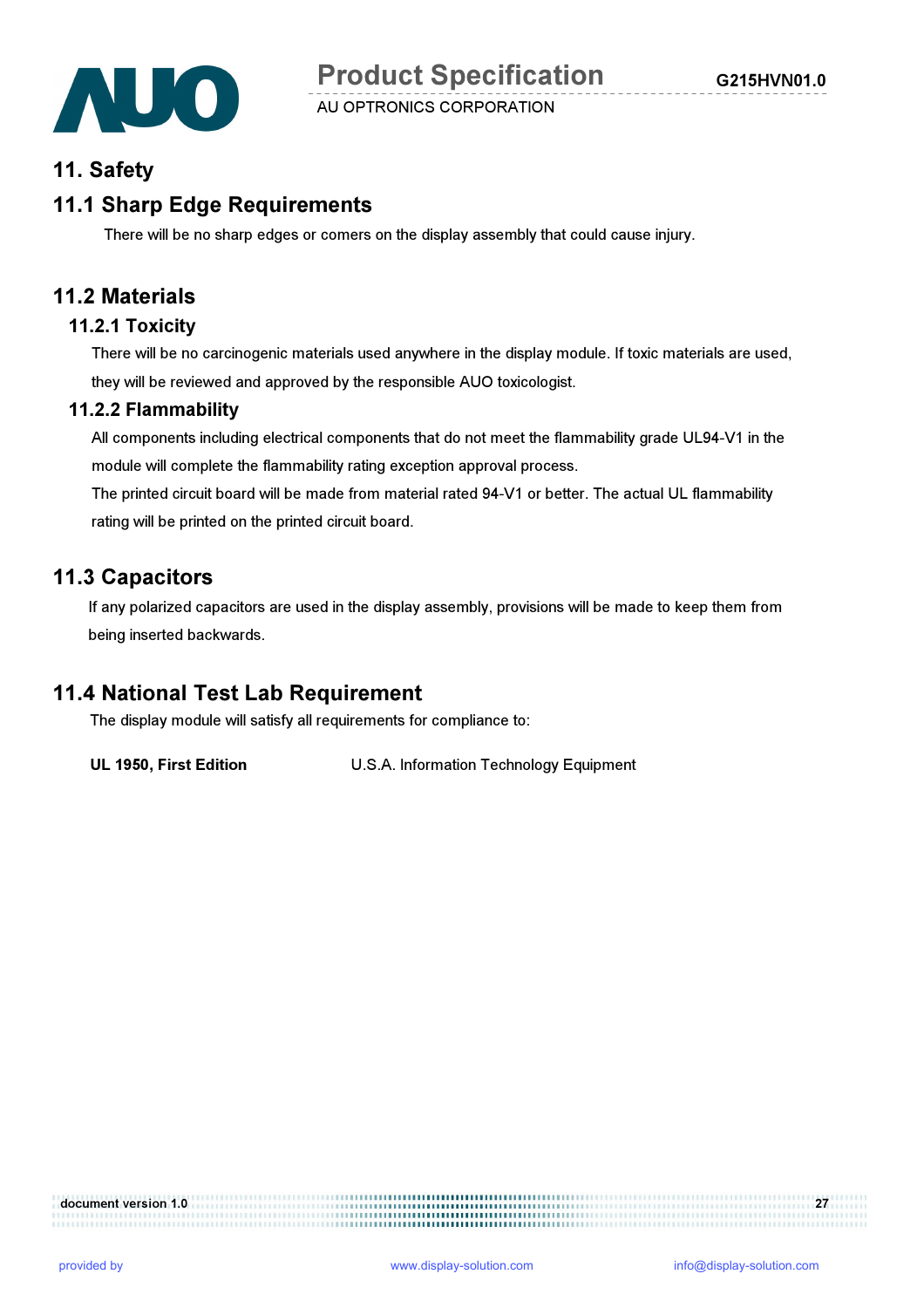# 11. Safety

## 11.1 Sharp Edge Requirements

There will be no sharp edges or comers on the display assembly that could cause injury.

## 11.2 Materials

### 11.2.1 Toxicity

There will be no carcinogenic materials used anywhere in the display module. If toxic materials are used, they will be reviewed and approved by the responsible AUO toxicologist.

### 11.2.2 Flammability

All components including electrical components that do not meet the flammability grade UL94-V1 in the module will complete the flammability rating exception approval process.

The printed circuit board will be made from material rated 94-V1 or better. The actual UL flammability rating will be printed on the printed circuit board.

## 11.3 Capacitors

If any polarized capacitors are used in the display assembly, provisions will be made to keep them from being inserted backwards.

## 11.4 National Test Lab Requirement

The display module will satisfy all requirements for compliance to:

**UL 1950, First Edition** U.S.A. Information Technology Equipment